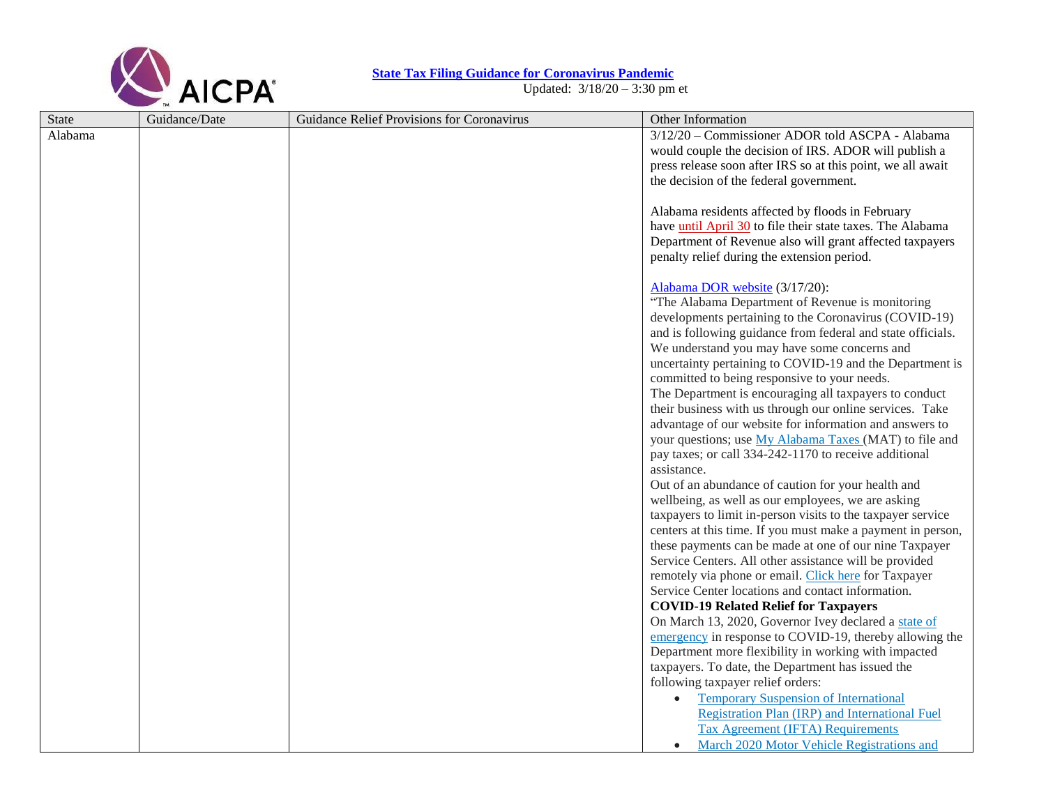**State Tax Filing Guidance for Coronavirus Pandemic**

Updated: 3/18/20 – 3:30 pm et

| State | Guidance/Date | Guidance Relief Provisions for Coronavirus | Other Information |
|---|---|---|---|
| Alabama | | | 3/12/20 – Commissioner ADOR told ASCPA - Alabama would couple the decision of IRS. ADOR will publish a press release soon after IRS so at this point, we all await the decision of the federal government.<br><br>Alabama residents affected by floods in February have until April 30 to file their state taxes. The Alabama Department of Revenue also will grant affected taxpayers penalty relief during the extension period.<br><br>Alabama DOR website (3/17/20):<br>"The Alabama Department of Revenue is monitoring developments pertaining to the Coronavirus (COVID-19) and is following guidance from federal and state officials. We understand you may have some concerns and uncertainty pertaining to COVID-19 and the Department is committed to being responsive to your needs.<br>The Department is encouraging all taxpayers to conduct their business with us through our online services. Take advantage of our website for information and answers to your questions; use My Alabama Taxes (MAT) to file and pay taxes; or call 334-242-1170 to receive additional assistance.<br>Out of an abundance of caution for your health and wellbeing, as well as our employees, we are asking taxpayers to limit in-person visits to the taxpayer service centers at this time. If you must make a payment in person, these payments can be made at one of our nine Taxpayer Service Centers. All other assistance will be provided remotely via phone or email. Click here for Taxpayer Service Center locations and contact information.<br>**COVID-19 Related Relief for Taxpayers**<br>On March 13, 2020, Governor Ivey declared a state of emergency in response to COVID-19, thereby allowing the Department more flexibility in working with impacted taxpayers. To date, the Department has issued the following taxpayer relief orders:<br>• Temporary Suspension of International Registration Plan (IRP) and International Fuel Tax Agreement (IFTA) Requirements<br>• March 2020 Motor Vehicle Registrations and |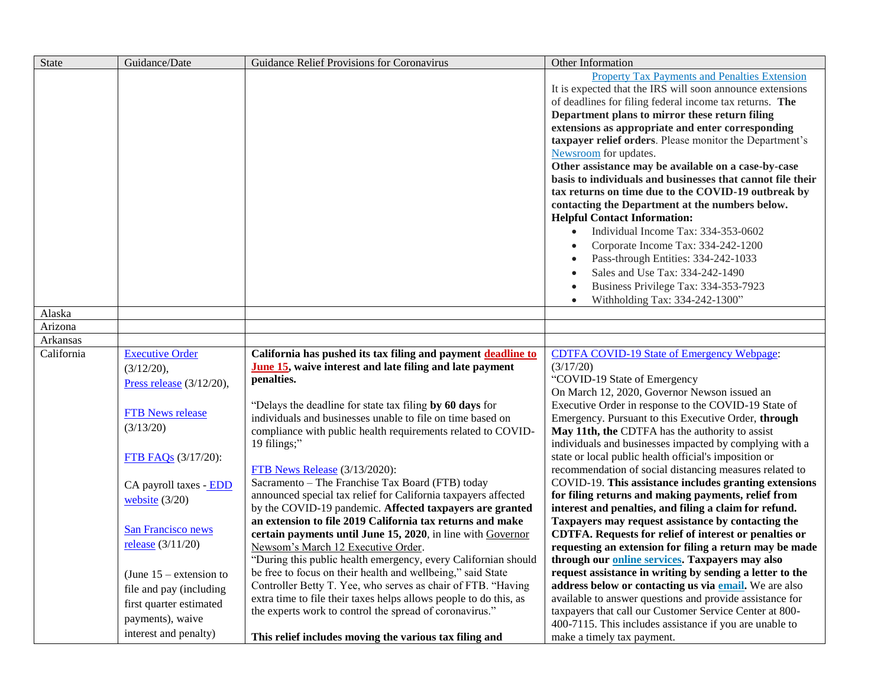| State | Guidance/Date | Guidance Relief Provisions for Coronavirus | Other Information |
|---|---|---|---|
| | | | Property Tax Payments and Penalties Extension<br>It is expected that the IRS will soon announce extensions of deadlines for filing federal income tax returns. **The Department plans to mirror these return filing extensions as appropriate and enter corresponding taxpayer relief orders**. Please monitor the Department's Newsroom for updates.<br>**Other assistance may be available on a case-by-case basis to individuals and businesses that cannot file their tax returns on time due to the COVID-19 outbreak by contacting the Department at the numbers below.**<br>**Helpful Contact Information:**<br>• Individual Income Tax: 334-353-0602<br>• Corporate Income Tax: 334-242-1200<br>• Pass-through Entities: 334-242-1033<br>• Sales and Use Tax: 334-242-1490<br>• Business Privilege Tax: 334-353-7923<br>• Withholding Tax: 334-242-1300" |
| Alaska | | | |
| Arizona | | | |
| Arkansas | | | |
| California | Executive Order (3/12/20),<br>Press release (3/12/20),<br><br>FTB News release (3/13/20)<br><br>FTB FAQs (3/17/20):<br><br>CA payroll taxes - EDD website (3/20)<br><br>San Francisco news release (3/11/20)<br><br>(June 15 – extension to file and pay (including first quarter estimated payments), waive interest and penalty) | **California has pushed its tax filing and payment deadline to June 15, waive interest and late filing and late payment penalties.**<br><br>"Delays the deadline for state tax filing **by 60 days** for individuals and businesses unable to file on time based on compliance with public health requirements related to COVID-19 filings;"<br><br>FTB News Release (3/13/2020):<br>Sacramento – The Franchise Tax Board (FTB) today announced special tax relief for California taxpayers affected by the COVID-19 pandemic. **Affected taxpayers are granted an extension to file 2019 California tax returns and make certain payments until June 15, 2020**, in line with Governor Newsom's March 12 Executive Order.<br>"During this public health emergency, every Californian should be free to focus on their health and wellbeing," said State Controller Betty T. Yee, who serves as chair of FTB. "Having extra time to file their taxes helps allows people to do this, as the experts work to control the spread of coronavirus."<br><br>**This relief includes moving the various tax filing and** | CDTFA COVID-19 State of Emergency Webpage: (3/17/20)<br>"COVID-19 State of Emergency<br>On March 12, 2020, Governor Newson issued an Executive Order in response to the COVID-19 State of Emergency. Pursuant to this Executive Order, **through May 11th, the** CDTFA has the authority to assist individuals and businesses impacted by complying with a state or local public health official's imposition or recommendation of social distancing measures related to COVID-19. **This assistance includes granting extensions for filing returns and making payments, relief from interest and penalties, and filing a claim for refund. Taxpayers may request assistance by contacting the CDTFA. Requests for relief of interest or penalties or requesting an extension for filing a return may be made through our online services. Taxpayers may also request assistance in writing by sending a letter to the address below or contacting us via email.** We are also available to answer questions and provide assistance for taxpayers that call our Customer Service Center at 800-400-7115. This includes assistance if you are unable to make a timely tax payment. |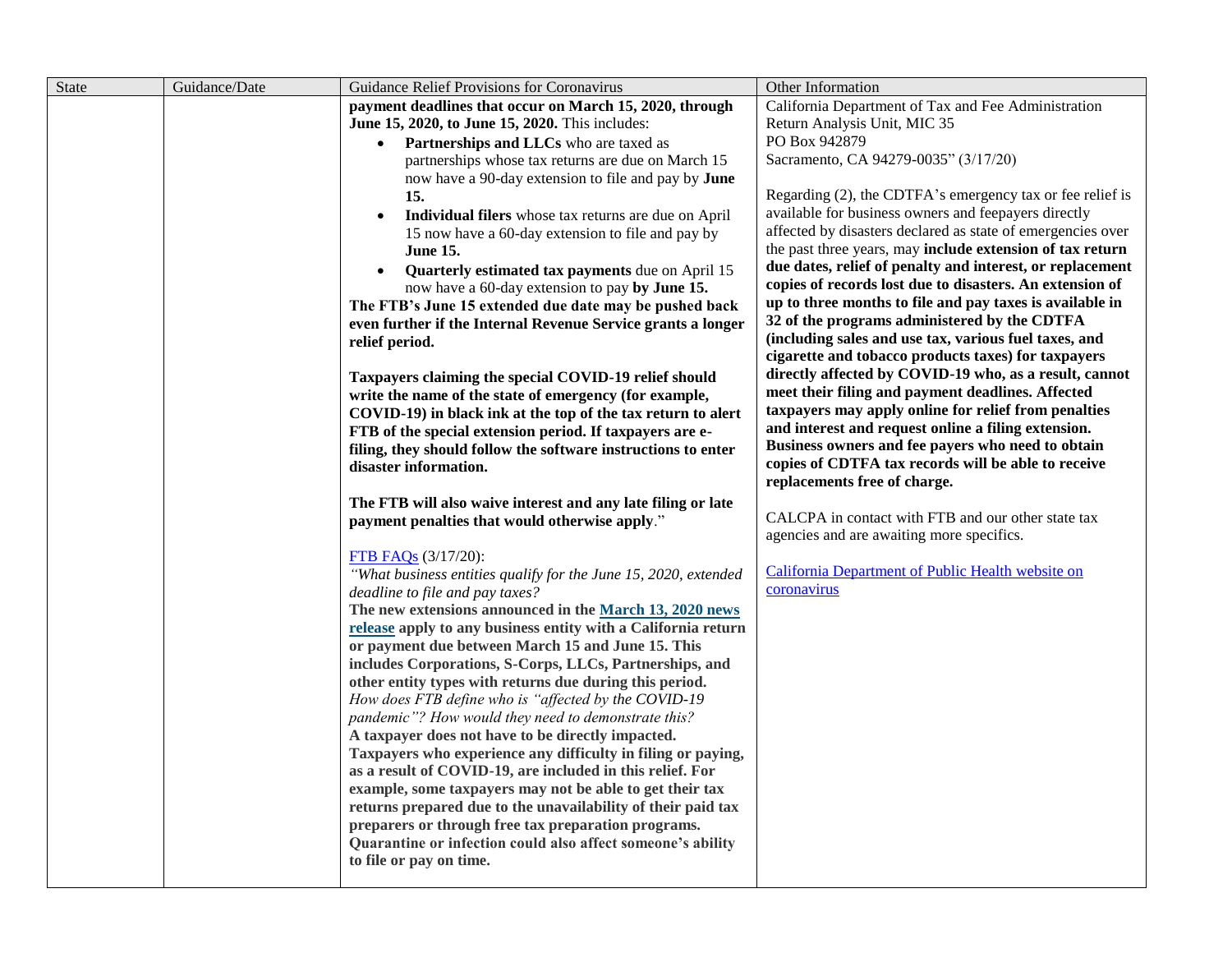| State | Guidance/Date | Guidance Relief Provisions for Coronavirus | Other Information |
|---|---|---|---|
| | | **payment deadlines that occur on March 15, 2020, through June 15, 2020, to June 15, 2020.** This includes:<br>• **Partnerships and LLCs** who are taxed as partnerships whose tax returns are due on March 15 now have a 90-day extension to file and pay by **June 15.**<br>• **Individual filers** whose tax returns are due on April 15 now have a 60-day extension to file and pay by **June 15.**<br>• **Quarterly estimated tax payments** due on April 15 now have a 60-day extension to pay **by June 15.**<br>**The FTB's June 15 extended due date may be pushed back even further if the Internal Revenue Service grants a longer relief period.**<br><br>**Taxpayers claiming the special COVID-19 relief should write the name of the state of emergency (for example, COVID-19) in black ink at the top of the tax return to alert FTB of the special extension period. If taxpayers are e-filing, they should follow the software instructions to enter disaster information.**<br><br>**The FTB will also waive interest and any late filing or late payment penalties that would otherwise apply**."<br><br>FTB FAQs (3/17/20):<br>*"What business entities qualify for the June 15, 2020, extended deadline to file and pay taxes?*<br>**The new extensions announced in the March 13, 2020 news release apply to any business entity with a California return or payment due between March 15 and June 15. This includes Corporations, S-Corps, LLCs, Partnerships, and other entity types with returns due during this period.**<br>*How does FTB define who is "affected by the COVID-19 pandemic"? How would they need to demonstrate this?*<br>**A taxpayer does not have to be directly impacted. Taxpayers who experience any difficulty in filing or paying, as a result of COVID-19, are included in this relief. For example, some taxpayers may not be able to get their tax returns prepared due to the unavailability of their paid tax preparers or through free tax preparation programs. Quarantine or infection could also affect someone's ability to file or pay on time.** | California Department of Tax and Fee Administration<br>Return Analysis Unit, MIC 35<br>PO Box 942879<br>Sacramento, CA 94279-0035" (3/17/20)<br><br>Regarding (2), the CDTFA's emergency tax or fee relief is available for business owners and feepayers directly affected by disasters declared as state of emergencies over the past three years, may **include extension of tax return due dates, relief of penalty and interest, or replacement copies of records lost due to disasters. An extension of up to three months to file and pay taxes is available in 32 of the programs administered by the CDTFA (including sales and use tax, various fuel taxes, and cigarette and tobacco products taxes) for taxpayers directly affected by COVID-19 who, as a result, cannot meet their filing and payment deadlines. Affected taxpayers may apply online for relief from penalties and interest and request online a filing extension. Business owners and fee payers who need to obtain copies of CDTFA tax records will be able to receive replacements free of charge.**<br><br>CALCPA in contact with FTB and our other state tax agencies and are awaiting more specifics.<br><br>California Department of Public Health website on coronavirus |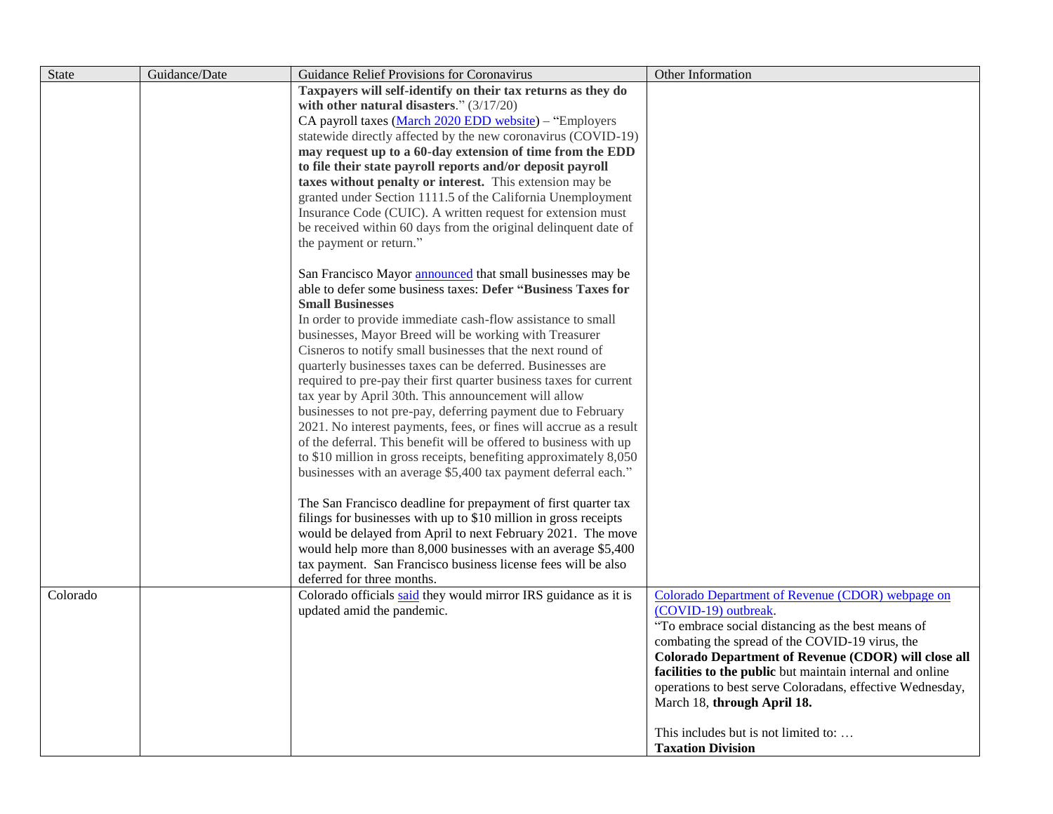| State | Guidance/Date | Guidance Relief Provisions for Coronavirus | Other Information |
|---|---|---|---|
| | | **Taxpayers will self-identify on their tax returns as they do with other natural disasters**." (3/17/20)<br>CA payroll taxes (March 2020 EDD website) – "Employers statewide directly affected by the new coronavirus (COVID-19) **may request up to a 60-day extension of time from the EDD to file their state payroll reports and/or deposit payroll taxes without penalty or interest.** This extension may be granted under Section 1111.5 of the California Unemployment Insurance Code (CUIC). A written request for extension must be received within 60 days from the original delinquent date of the payment or return."<br><br>San Francisco Mayor announced that small businesses may be able to defer some business taxes: **Defer "Business Taxes for Small Businesses**<br>In order to provide immediate cash-flow assistance to small businesses, Mayor Breed will be working with Treasurer Cisneros to notify small businesses that the next round of quarterly businesses taxes can be deferred. Businesses are required to pre-pay their first quarter business taxes for current tax year by April 30th. This announcement will allow businesses to not pre-pay, deferring payment due to February 2021. No interest payments, fees, or fines will accrue as a result of the deferral. This benefit will be offered to business with up to $10 million in gross receipts, benefiting approximately 8,050 businesses with an average $5,400 tax payment deferral each."<br><br>The San Francisco deadline for prepayment of first quarter tax filings for businesses with up to $10 million in gross receipts would be delayed from April to next February 2021. The move would help more than 8,000 businesses with an average $5,400 tax payment. San Francisco business license fees will be also deferred for three months. | |
| Colorado | | Colorado officials said they would mirror IRS guidance as it is updated amid the pandemic. | Colorado Department of Revenue (CDOR) webpage on (COVID-19) outbreak.<br>"To embrace social distancing as the best means of combating the spread of the COVID-19 virus, the **Colorado Department of Revenue (CDOR) will close all facilities to the public** but maintain internal and online operations to best serve Coloradans, effective Wednesday, March 18, **through April 18.**<br><br>This includes but is not limited to: …<br>**Taxation Division** |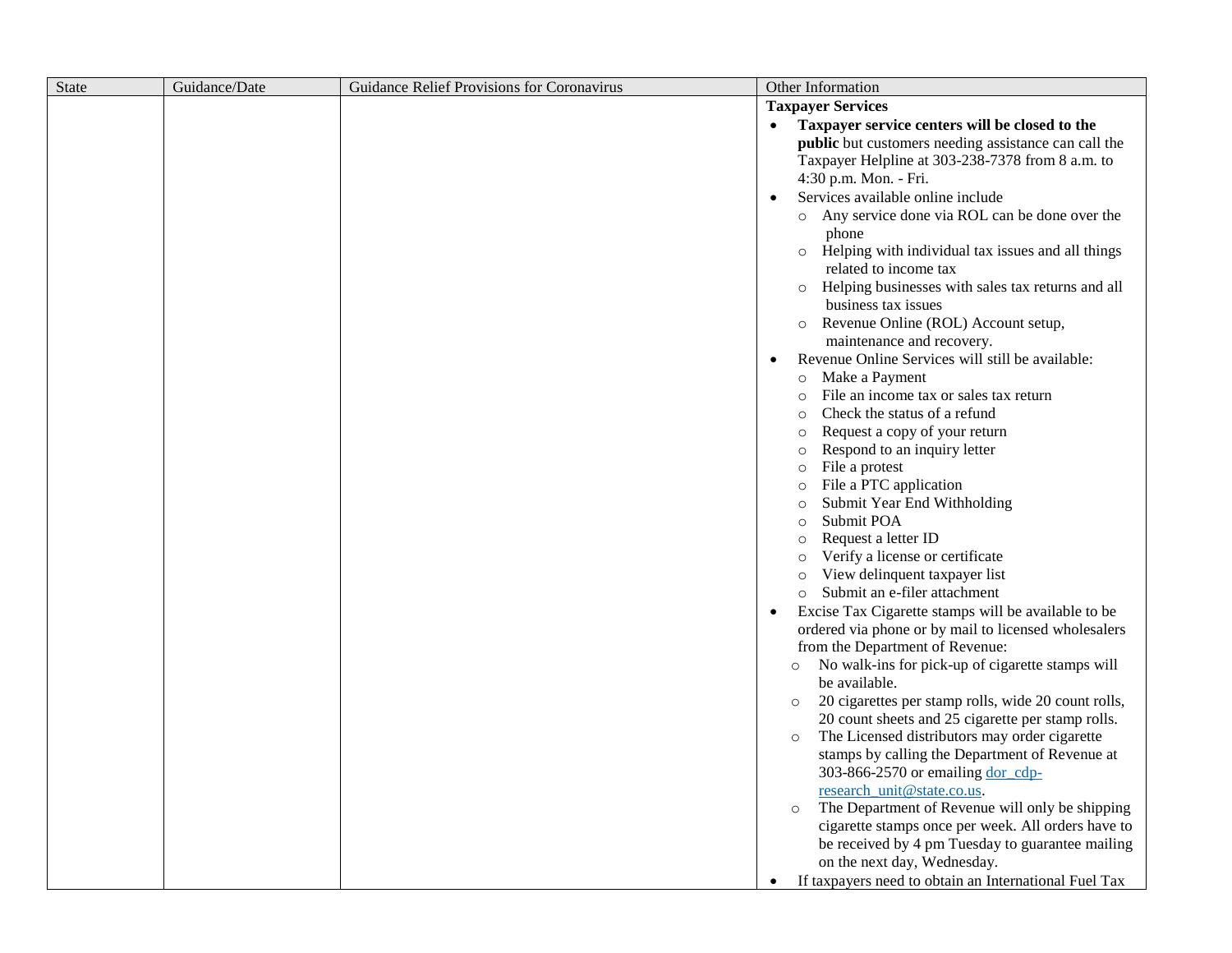| State | Guidance/Date | Guidance Relief Provisions for Coronavirus | Other Information |
|---|---|---|---|
| | | | **Taxpayer Services**<br>• **Taxpayer service centers will be closed to the public** but customers needing assistance can call the Taxpayer Helpline at 303-238-7378 from 8 a.m. to 4:30 p.m. Mon. - Fri.<br>• Services available online include<br>  ○ Any service done via ROL can be done over the phone<br>  ○ Helping with individual tax issues and all things related to income tax<br>  ○ Helping businesses with sales tax returns and all business tax issues<br>  ○ Revenue Online (ROL) Account setup, maintenance and recovery.<br>• Revenue Online Services will still be available:<br>  ○ Make a Payment<br>  ○ File an income tax or sales tax return<br>  ○ Check the status of a refund<br>  ○ Request a copy of your return<br>  ○ Respond to an inquiry letter<br>  ○ File a protest<br>  ○ File a PTC application<br>  ○ Submit Year End Withholding<br>  ○ Submit POA<br>  ○ Request a letter ID<br>  ○ Verify a license or certificate<br>  ○ View delinquent taxpayer list<br>  ○ Submit an e-filer attachment<br>• Excise Tax Cigarette stamps will be available to be ordered via phone or by mail to licensed wholesalers from the Department of Revenue:<br>  ○ No walk-ins for pick-up of cigarette stamps will be available.<br>  ○ 20 cigarettes per stamp rolls, wide 20 count rolls, 20 count sheets and 25 cigarette per stamp rolls.<br>  ○ The Licensed distributors may order cigarette stamps by calling the Department of Revenue at 303-866-2570 or emailing dor_cdp-research_unit@state.co.us.<br>  ○ The Department of Revenue will only be shipping cigarette stamps once per week. All orders have to be received by 4 pm Tuesday to guarantee mailing on the next day, Wednesday.<br>• If taxpayers need to obtain an International Fuel Tax |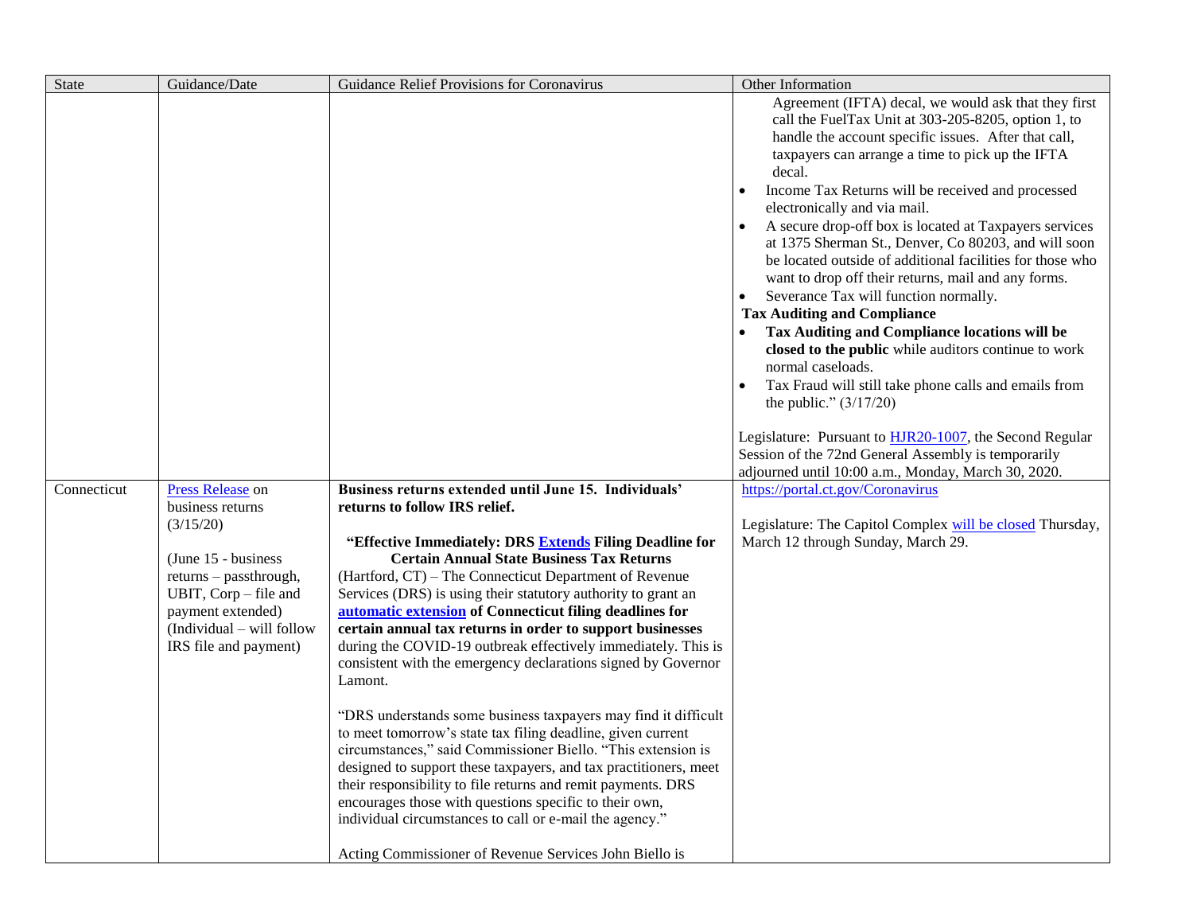| State | Guidance/Date | Guidance Relief Provisions for Coronavirus | Other Information |
|---|---|---|---|
| | | | Agreement (IFTA) decal, we would ask that they first call the FuelTax Unit at 303-205-8205, option 1, to handle the account specific issues. After that call, taxpayers can arrange a time to pick up the IFTA decal.<br>• Income Tax Returns will be received and processed electronically and via mail.<br>• A secure drop-off box is located at Taxpayers services at 1375 Sherman St., Denver, Co 80203, and will soon be located outside of additional facilities for those who want to drop off their returns, mail and any forms.<br>• Severance Tax will function normally.<br>**Tax Auditing and Compliance**<br>• **Tax Auditing and Compliance locations will be closed to the public** while auditors continue to work normal caseloads.<br>• Tax Fraud will still take phone calls and emails from the public." (3/17/20)<br><br>Legislature: Pursuant to HJR20-1007, the Second Regular Session of the 72nd General Assembly is temporarily adjourned until 10:00 a.m., Monday, March 30, 2020. |
| Connecticut | Press Release on business returns (3/15/20)<br><br>(June 15 - business returns – passthrough, UBIT, Corp – file and payment extended) (Individual – will follow IRS file and payment) | **Business returns extended until June 15. Individuals' returns to follow IRS relief.**<br><br>**"Effective Immediately: DRS Extends Filing Deadline for Certain Annual State Business Tax Returns**<br>(Hartford, CT) – The Connecticut Department of Revenue Services (DRS) is using their statutory authority to grant an **automatic extension of Connecticut filing deadlines for certain annual tax returns in order to support businesses** during the COVID-19 outbreak effectively immediately. This is consistent with the emergency declarations signed by Governor Lamont.<br><br>"DRS understands some business taxpayers may find it difficult to meet tomorrow's state tax filing deadline, given current circumstances," said Commissioner Biello. "This extension is designed to support these taxpayers, and tax practitioners, meet their responsibility to file returns and remit payments. DRS encourages those with questions specific to their own, individual circumstances to call or e-mail the agency."<br><br>Acting Commissioner of Revenue Services John Biello is | https://portal.ct.gov/Coronavirus<br><br>Legislature: The Capitol Complex will be closed Thursday, March 12 through Sunday, March 29. |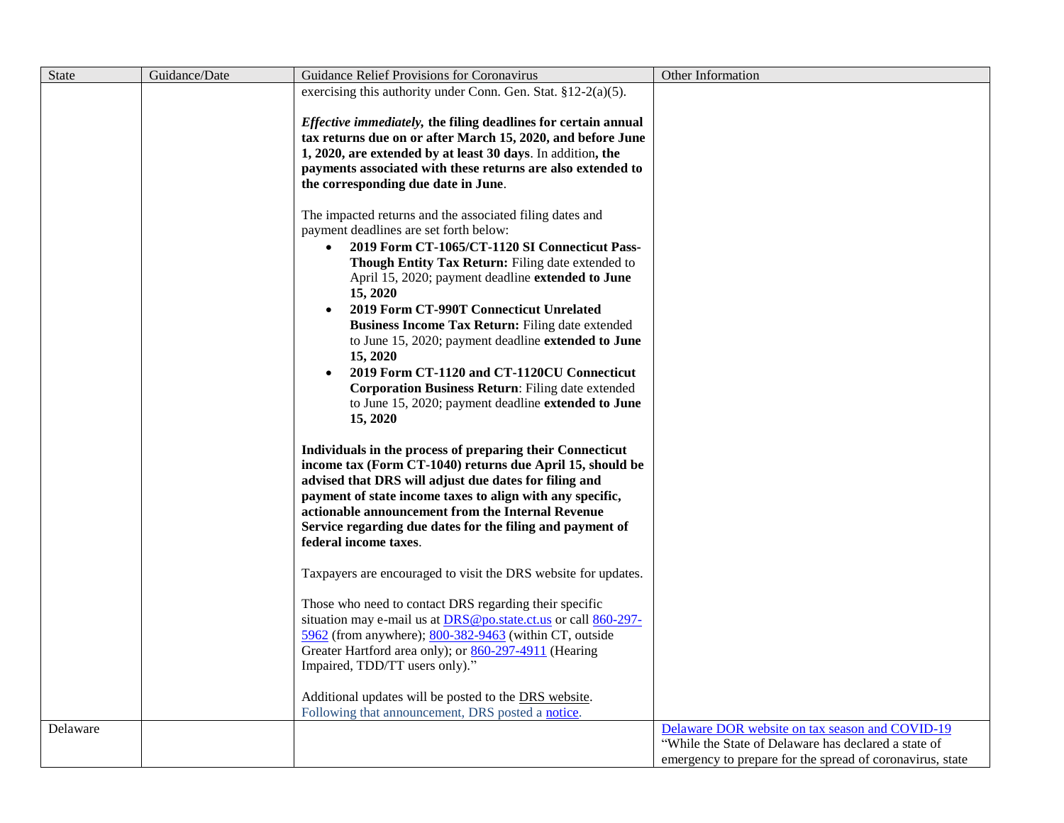| State | Guidance/Date | Guidance Relief Provisions for Coronavirus | Other Information |
|---|---|---|---|
| | | exercising this authority under Conn. Gen. Stat. §12-2(a)(5).<br><br>***Effective immediately,* the filing deadlines for certain annual tax returns due on or after March 15, 2020, and before June 1, 2020, are extended by at least 30 days**. In addition**, the payments associated with these returns are also extended to the corresponding due date in June**.<br><br>The impacted returns and the associated filing dates and payment deadlines are set forth below:<br>• **2019 Form CT-1065/CT-1120 SI Connecticut Pass-Though Entity Tax Return:** Filing date extended to April 15, 2020; payment deadline **extended to June 15, 2020**<br>• **2019 Form CT-990T Connecticut Unrelated Business Income Tax Return:** Filing date extended to June 15, 2020; payment deadline **extended to June 15, 2020**<br>• **2019 Form CT-1120 and CT-1120CU Connecticut Corporation Business Return**: Filing date extended to June 15, 2020; payment deadline **extended to June 15, 2020**<br><br>**Individuals in the process of preparing their Connecticut income tax (Form CT-1040) returns due April 15, should be advised that DRS will adjust due dates for filing and payment of state income taxes to align with any specific, actionable announcement from the Internal Revenue Service regarding due dates for the filing and payment of federal income taxes**.<br><br>Taxpayers are encouraged to visit the DRS website for updates.<br><br>Those who need to contact DRS regarding their specific situation may e-mail us at DRS@po.state.ct.us or call 860-297-5962 (from anywhere); 800-382-9463 (within CT, outside Greater Hartford area only); or 860-297-4911 (Hearing Impaired, TDD/TT users only)."<br><br>Additional updates will be posted to the DRS website.<br>Following that announcement, DRS posted a notice. | |
| Delaware | | | Delaware DOR website on tax season and COVID-19<br>"While the State of Delaware has declared a state of emergency to prepare for the spread of coronavirus, state |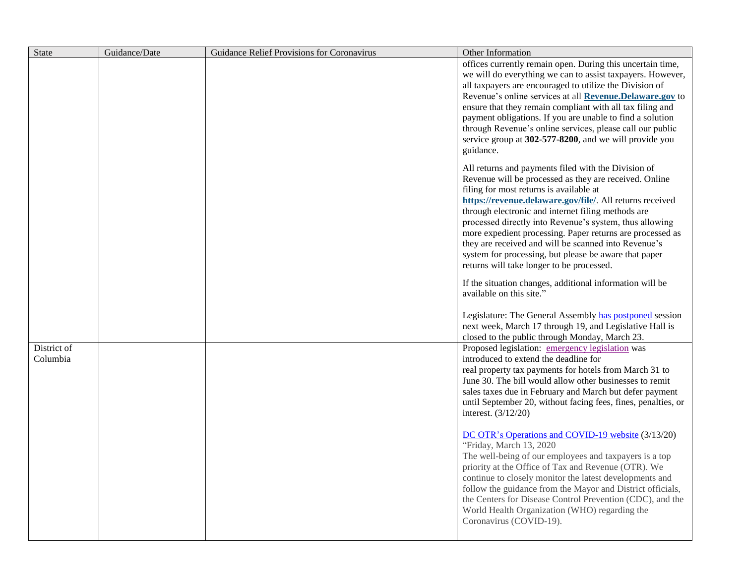| State | Guidance/Date | Guidance Relief Provisions for Coronavirus | Other Information |
|---|---|---|---|
| | | | offices currently remain open. During this uncertain time, we will do everything we can to assist taxpayers. However, all taxpayers are encouraged to utilize the Division of Revenue's online services at all **Revenue.Delaware.gov** to ensure that they remain compliant with all tax filing and payment obligations. If you are unable to find a solution through Revenue's online services, please call our public service group at **302-577-8200**, and we will provide you guidance.<br><br>All returns and payments filed with the Division of Revenue will be processed as they are received. Online filing for most returns is available at **https://revenue.delaware.gov/file/**. All returns received through electronic and internet filing methods are processed directly into Revenue's system, thus allowing more expedient processing. Paper returns are processed as they are received and will be scanned into Revenue's system for processing, but please be aware that paper returns will take longer to be processed.<br><br>If the situation changes, additional information will be available on this site."<br><br>Legislature: The General Assembly has postponed session next week, March 17 through 19, and Legislative Hall is closed to the public through Monday, March 23. |
| District of Columbia | | | Proposed legislation: emergency legislation was introduced to extend the deadline for real property tax payments for hotels from March 31 to June 30. The bill would allow other businesses to remit sales taxes due in February and March but defer payment until September 20, without facing fees, fines, penalties, or interest. (3/12/20)<br><br>DC OTR's Operations and COVID-19 website (3/13/20)<br>"Friday, March 13, 2020<br>The well-being of our employees and taxpayers is a top priority at the Office of Tax and Revenue (OTR). We continue to closely monitor the latest developments and follow the guidance from the Mayor and District officials, the Centers for Disease Control Prevention (CDC), and the World Health Organization (WHO) regarding the Coronavirus (COVID-19). |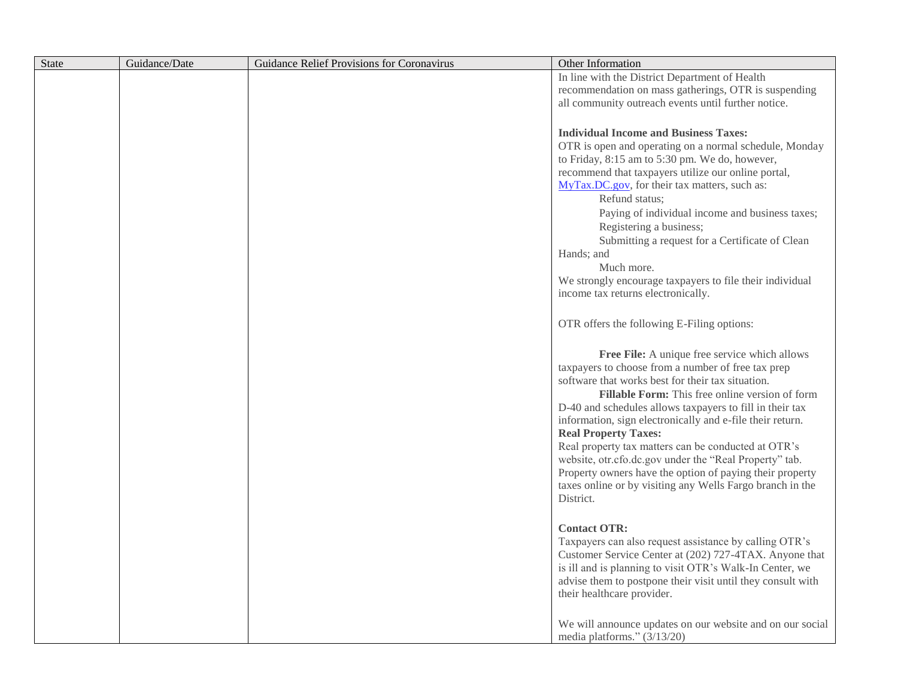| State | Guidance/Date | Guidance Relief Provisions for Coronavirus | Other Information |
|---|---|---|---|
| | | | In line with the District Department of Health recommendation on mass gatherings, OTR is suspending all community outreach events until further notice.<br><br>**Individual Income and Business Taxes:**<br>OTR is open and operating on a normal schedule, Monday to Friday, 8:15 am to 5:30 pm. We do, however, recommend that taxpayers utilize our online portal, MyTax.DC.gov, for their tax matters, such as:<br>Refund status;<br>Paying of individual income and business taxes;<br>Registering a business;<br>Submitting a request for a Certificate of Clean Hands; and<br>Much more.<br>We strongly encourage taxpayers to file their individual income tax returns electronically.<br><br>OTR offers the following E-Filing options:<br><br>**Free File:** A unique free service which allows taxpayers to choose from a number of free tax prep software that works best for their tax situation.<br>**Fillable Form:** This free online version of form D-40 and schedules allows taxpayers to fill in their tax information, sign electronically and e-file their return.<br>**Real Property Taxes:**<br>Real property tax matters can be conducted at OTR's website, otr.cfo.dc.gov under the "Real Property" tab. Property owners have the option of paying their property taxes online or by visiting any Wells Fargo branch in the District.<br><br>**Contact OTR:**<br>Taxpayers can also request assistance by calling OTR's Customer Service Center at (202) 727-4TAX. Anyone that is ill and is planning to visit OTR's Walk-In Center, we advise them to postpone their visit until they consult with their healthcare provider.<br><br>We will announce updates on our website and on our social media platforms." (3/13/20) |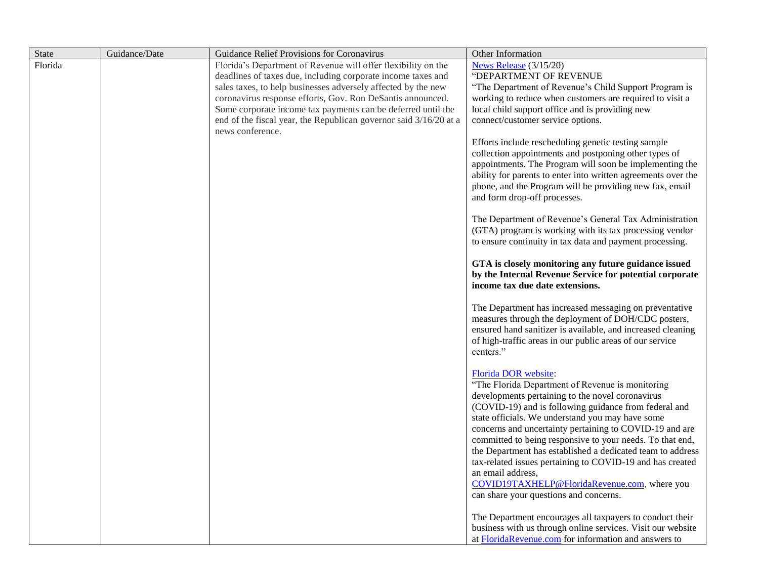| State | Guidance/Date | Guidance Relief Provisions for Coronavirus | Other Information |
|---|---|---|---|
| Florida | | Florida's Department of Revenue will offer flexibility on the deadlines of taxes due, including corporate income taxes and sales taxes, to help businesses adversely affected by the new coronavirus response efforts, Gov. Ron DeSantis announced. Some corporate income tax payments can be deferred until the end of the fiscal year, the Republican governor said 3/16/20 at a news conference. | News Release (3/15/20)<br>"DEPARTMENT OF REVENUE<br>"The Department of Revenue's Child Support Program is working to reduce when customers are required to visit a local child support office and is providing new connect/customer service options.<br><br>Efforts include rescheduling genetic testing sample collection appointments and postponing other types of appointments. The Program will soon be implementing the ability for parents to enter into written agreements over the phone, and the Program will be providing new fax, email and form drop-off processes.<br><br>The Department of Revenue's General Tax Administration (GTA) program is working with its tax processing vendor to ensure continuity in tax data and payment processing.<br><br>**GTA is closely monitoring any future guidance issued by the Internal Revenue Service for potential corporate income tax due date extensions.**<br><br>The Department has increased messaging on preventative measures through the deployment of DOH/CDC posters, ensured hand sanitizer is available, and increased cleaning of high-traffic areas in our public areas of our service centers."<br><br>Florida DOR website:<br>"The Florida Department of Revenue is monitoring developments pertaining to the novel coronavirus (COVID-19) and is following guidance from federal and state officials. We understand you may have some concerns and uncertainty pertaining to COVID-19 and are committed to being responsive to your needs. To that end, the Department has established a dedicated team to address tax-related issues pertaining to COVID-19 and has created an email address, COVID19TAXHELP@FloridaRevenue.com, where you can share your questions and concerns.<br><br>The Department encourages all taxpayers to conduct their business with us through online services. Visit our website at FloridaRevenue.com for information and answers to |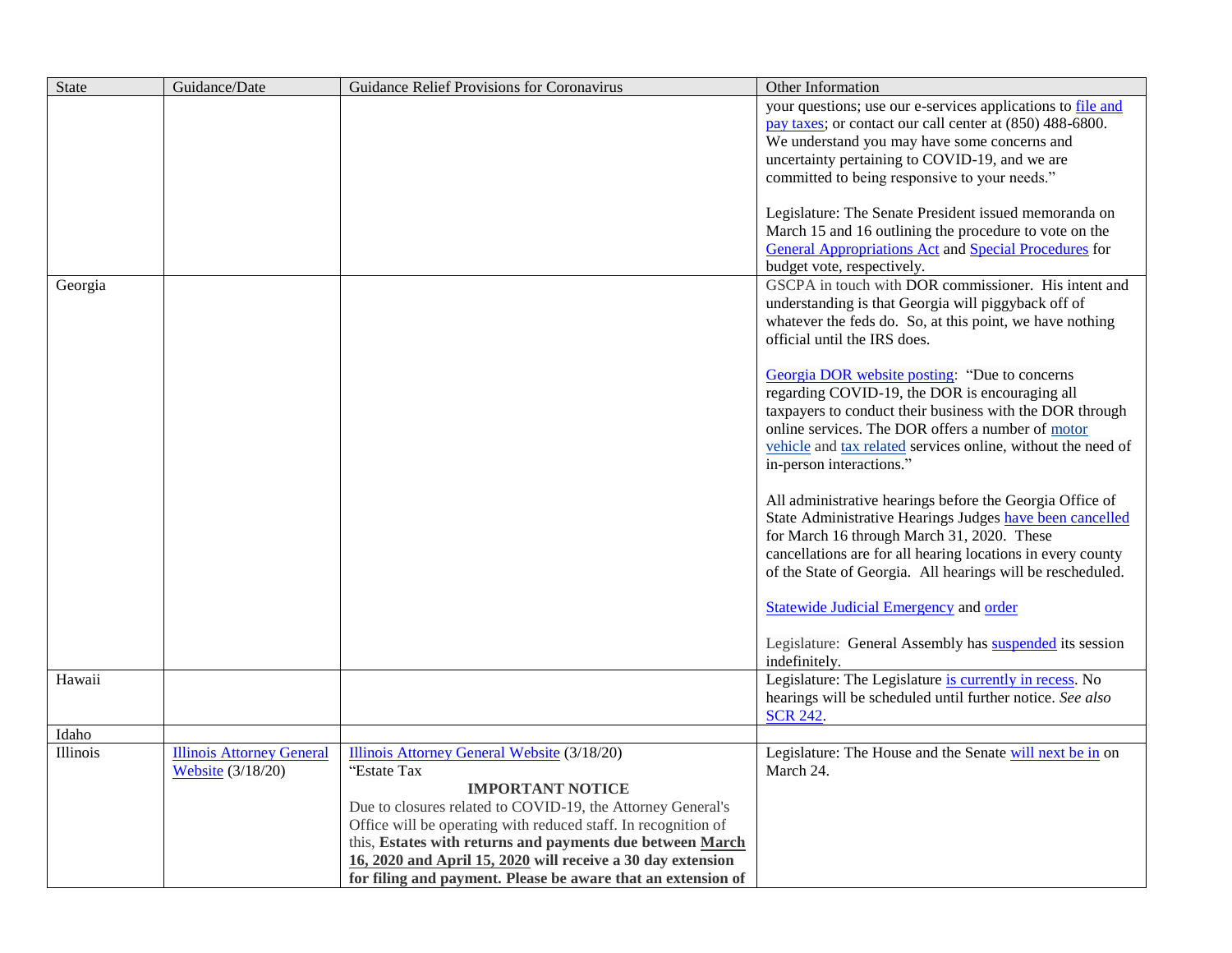| State | Guidance/Date | Guidance Relief Provisions for Coronavirus | Other Information |
|---|---|---|---|
| | | | your questions; use our e-services applications to file and pay taxes; or contact our call center at (850) 488-6800. We understand you may have some concerns and uncertainty pertaining to COVID-19, and we are committed to being responsive to your needs."<br><br>Legislature: The Senate President issued memoranda on March 15 and 16 outlining the procedure to vote on the General Appropriations Act and Special Procedures for budget vote, respectively. |
| Georgia | | | GSCPA in touch with DOR commissioner. His intent and understanding is that Georgia will piggyback off of whatever the feds do. So, at this point, we have nothing official until the IRS does.<br><br>Georgia DOR website posting: "Due to concerns regarding COVID-19, the DOR is encouraging all taxpayers to conduct their business with the DOR through online services. The DOR offers a number of motor vehicle and tax related services online, without the need of in-person interactions."<br><br>All administrative hearings before the Georgia Office of State Administrative Hearings Judges have been cancelled for March 16 through March 31, 2020. These cancellations are for all hearing locations in every county of the State of Georgia. All hearings will be rescheduled.<br><br>Statewide Judicial Emergency and order<br><br>Legislature: General Assembly has suspended its session indefinitely. |
| Hawaii | | | Legislature: The Legislature is currently in recess. No hearings will be scheduled until further notice. *See also* SCR 242. |
| Idaho | | | |
| Illinois | Illinois Attorney General Website (3/18/20) | Illinois Attorney General Website (3/18/20)<br>"Estate Tax<br>**IMPORTANT NOTICE**<br>Due to closures related to COVID-19, the Attorney General's Office will be operating with reduced staff. In recognition of this, **Estates with returns and payments due between March 16, 2020 and April 15, 2020 will receive a 30 day extension for filing and payment. Please be aware that an extension of** | Legislature: The House and the Senate will next be in on March 24. |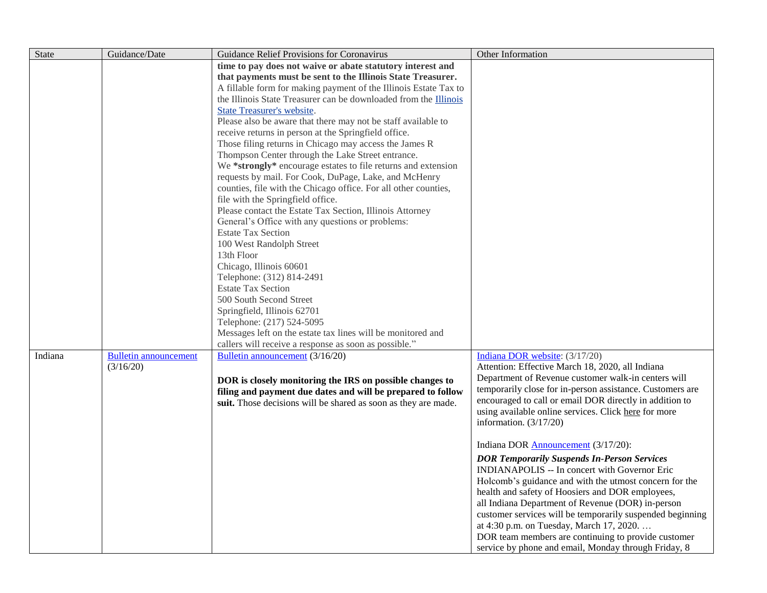| State | Guidance/Date | Guidance Relief Provisions for Coronavirus | Other Information |
|---|---|---|---|
| | | **time to pay does not waive or abate statutory interest and that payments must be sent to the Illinois State Treasurer.** A fillable form for making payment of the Illinois Estate Tax to the Illinois State Treasurer can be downloaded from the Illinois State Treasurer's website.<br>Please also be aware that there may not be staff available to receive returns in person at the Springfield office.<br>Those filing returns in Chicago may access the James R Thompson Center through the Lake Street entrance.<br>We ***strongly*** encourage estates to file returns and extension requests by mail. For Cook, DuPage, Lake, and McHenry counties, file with the Chicago office. For all other counties, file with the Springfield office.<br>Please contact the Estate Tax Section, Illinois Attorney General's Office with any questions or problems:<br>Estate Tax Section<br>100 West Randolph Street<br>13th Floor<br>Chicago, Illinois 60601<br>Telephone: (312) 814-2491<br>Estate Tax Section<br>500 South Second Street<br>Springfield, Illinois 62701<br>Telephone: (217) 524-5095<br>Messages left on the estate tax lines will be monitored and callers will receive a response as soon as possible." | |
| Indiana | Bulletin announcement (3/16/20) | Bulletin announcement (3/16/20)<br><br>**DOR is closely monitoring the IRS on possible changes to filing and payment due dates and will be prepared to follow suit.** Those decisions will be shared as soon as they are made. | Indiana DOR website: (3/17/20)<br>Attention: Effective March 18, 2020, all Indiana Department of Revenue customer walk-in centers will temporarily close for in-person assistance. Customers are encouraged to call or email DOR directly in addition to using available online services. Click here for more information. (3/17/20)<br><br>Indiana DOR Announcement (3/17/20):<br>***DOR Temporarily Suspends In-Person Services***<br>INDIANAPOLIS -- In concert with Governor Eric Holcomb's guidance and with the utmost concern for the health and safety of Hoosiers and DOR employees, all Indiana Department of Revenue (DOR) in-person customer services will be temporarily suspended beginning at 4:30 p.m. on Tuesday, March 17, 2020. …<br>DOR team members are continuing to provide customer service by phone and email, Monday through Friday, 8 |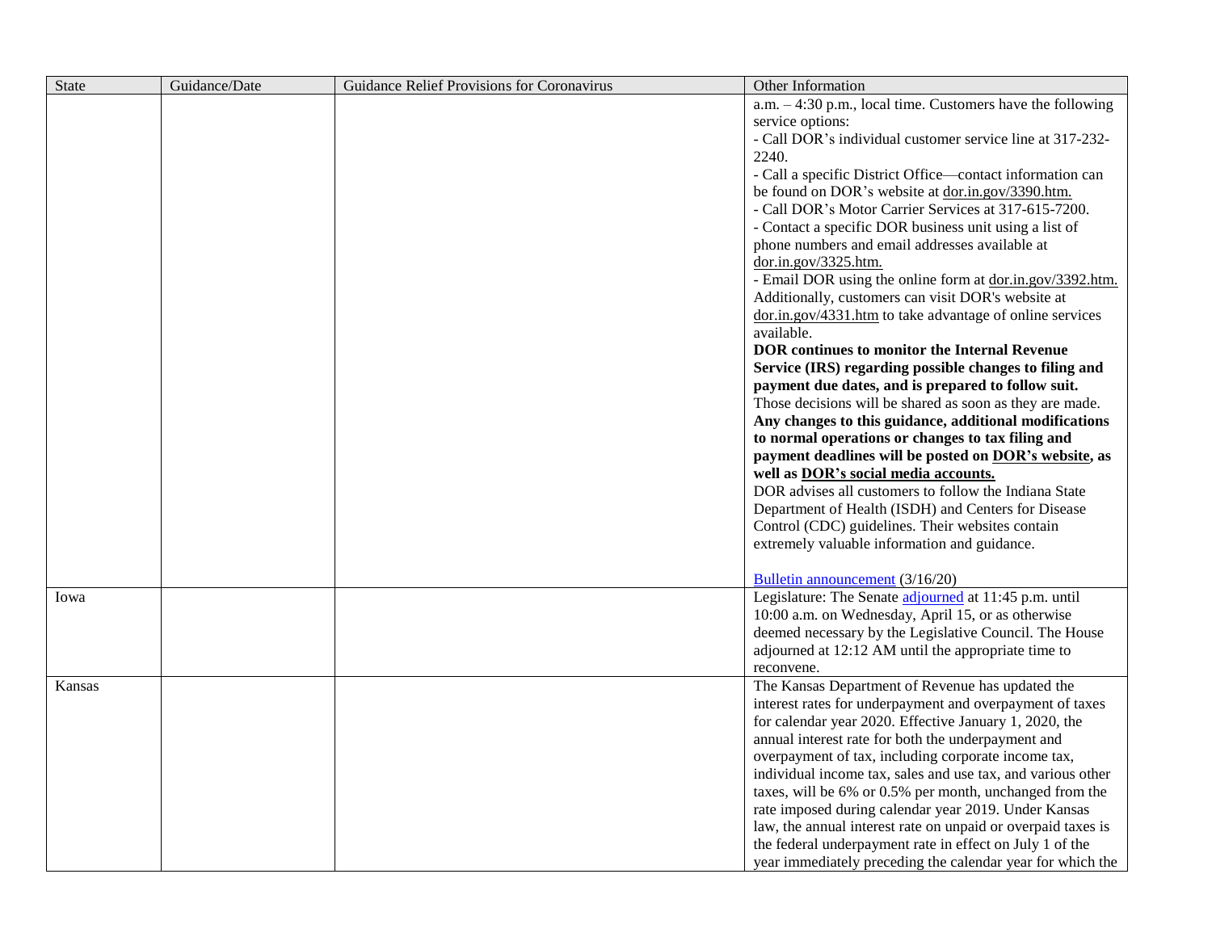| State | Guidance/Date | Guidance Relief Provisions for Coronavirus | Other Information |
|---|---|---|---|
| | | | a.m. – 4:30 p.m., local time. Customers have the following service options:<br>- Call DOR's individual customer service line at 317-232-2240.<br>- Call a specific District Office—contact information can be found on DOR's website at dor.in.gov/3390.htm.<br>- Call DOR's Motor Carrier Services at 317-615-7200.<br>- Contact a specific DOR business unit using a list of phone numbers and email addresses available at dor.in.gov/3325.htm.<br>- Email DOR using the online form at dor.in.gov/3392.htm.<br>Additionally, customers can visit DOR's website at dor.in.gov/4331.htm to take advantage of online services available.<br>**DOR continues to monitor the Internal Revenue Service (IRS) regarding possible changes to filing and payment due dates, and is prepared to follow suit.** Those decisions will be shared as soon as they are made. **Any changes to this guidance, additional modifications to normal operations or changes to tax filing and payment deadlines will be posted on DOR's website, as well as DOR's social media accounts.**<br>DOR advises all customers to follow the Indiana State Department of Health (ISDH) and Centers for Disease Control (CDC) guidelines. Their websites contain extremely valuable information and guidance.<br><br>Bulletin announcement (3/16/20) |
| Iowa | | | Legislature: The Senate adjourned at 11:45 p.m. until 10:00 a.m. on Wednesday, April 15, or as otherwise deemed necessary by the Legislative Council. The House adjourned at 12:12 AM until the appropriate time to reconvene. |
| Kansas | | | The Kansas Department of Revenue has updated the interest rates for underpayment and overpayment of taxes for calendar year 2020. Effective January 1, 2020, the annual interest rate for both the underpayment and overpayment of tax, including corporate income tax, individual income tax, sales and use tax, and various other taxes, will be 6% or 0.5% per month, unchanged from the rate imposed during calendar year 2019. Under Kansas law, the annual interest rate on unpaid or overpaid taxes is the federal underpayment rate in effect on July 1 of the year immediately preceding the calendar year for which the |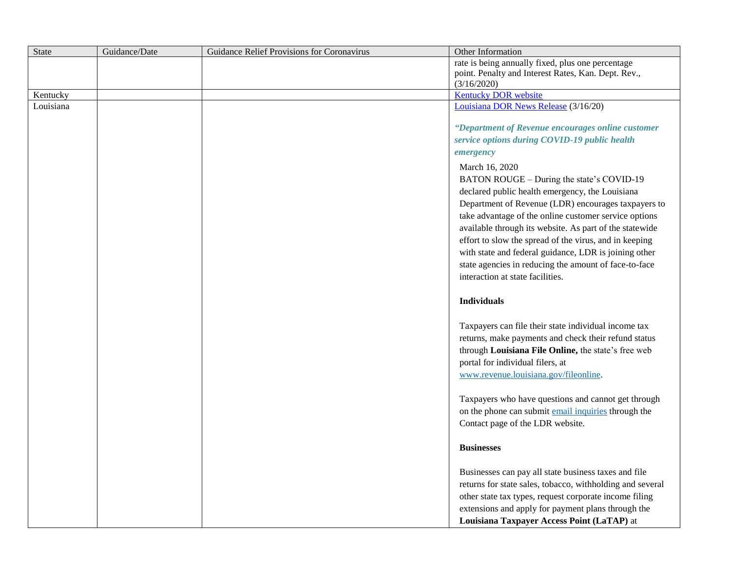| State | Guidance/Date | Guidance Relief Provisions for Coronavirus | Other Information |
| --- | --- | --- | --- |
| | | | rate is being annually fixed, plus one percentage point. Penalty and Interest Rates, Kan. Dept. Rev., (3/16/2020) |
| Kentucky | | | Kentucky DOR website |
| Louisiana | | | Louisiana DOR News Release (3/16/20)<br><br>***"Department of Revenue encourages online customer service options during COVID-19 public health emergency***<br><br>March 16, 2020<br>BATON ROUGE – During the state's COVID-19 declared public health emergency, the Louisiana Department of Revenue (LDR) encourages taxpayers to take advantage of the online customer service options available through its website. As part of the statewide effort to slow the spread of the virus, and in keeping with state and federal guidance, LDR is joining other state agencies in reducing the amount of face-to-face interaction at state facilities.<br><br>**Individuals**<br><br>Taxpayers can file their state individual income tax returns, make payments and check their refund status through **Louisiana File Online,** the state's free web portal for individual filers, at www.revenue.louisiana.gov/fileonline.<br><br>Taxpayers who have questions and cannot get through on the phone can submit email inquiries through the Contact page of the LDR website.<br><br>**Businesses**<br><br>Businesses can pay all state business taxes and file returns for state sales, tobacco, withholding and several other state tax types, request corporate income filing extensions and apply for payment plans through the **Louisiana Taxpayer Access Point (LaTAP)** at |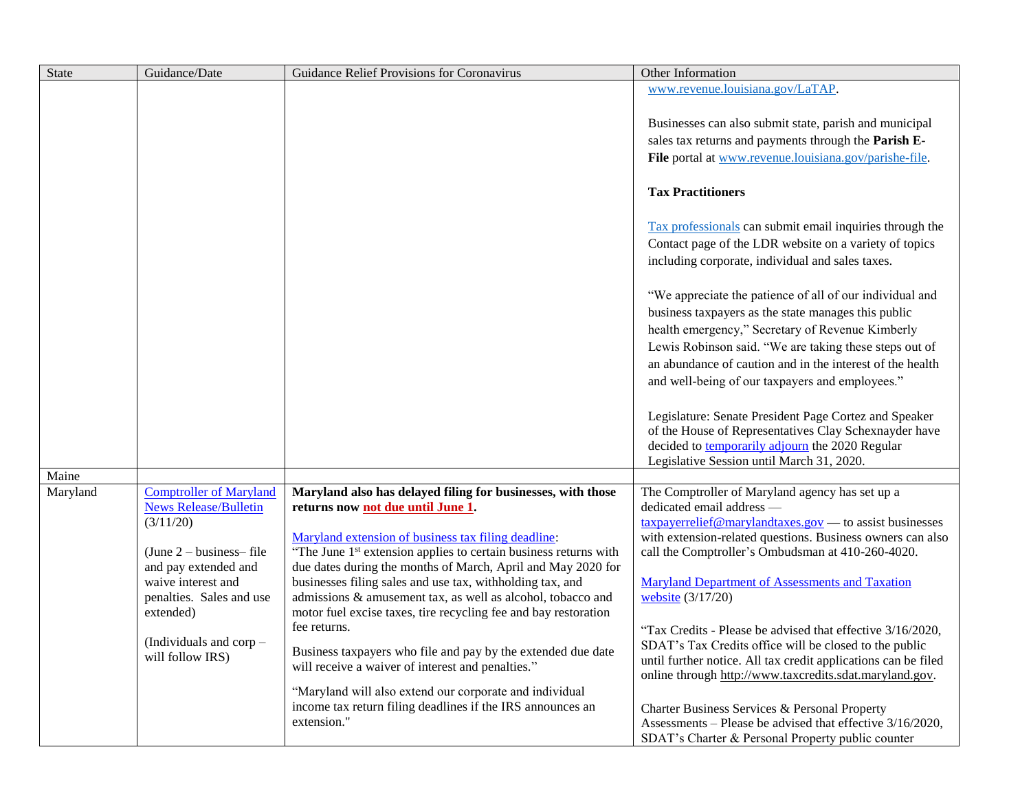| State | Guidance/Date | Guidance Relief Provisions for Coronavirus | Other Information |
|---|---|---|---|
| | | | www.revenue.louisiana.gov/LaTAP.<br><br>Businesses can also submit state, parish and municipal sales tax returns and payments through the **Parish E-File** portal at www.revenue.louisiana.gov/parishe-file.<br><br>**Tax Practitioners**<br><br>Tax professionals can submit email inquiries through the Contact page of the LDR website on a variety of topics including corporate, individual and sales taxes.<br><br>"We appreciate the patience of all of our individual and business taxpayers as the state manages this public health emergency," Secretary of Revenue Kimberly Lewis Robinson said. "We are taking these steps out of an abundance of caution and in the interest of the health and well-being of our taxpayers and employees."<br><br>Legislature: Senate President Page Cortez and Speaker of the House of Representatives Clay Schexnayder have decided to temporarily adjourn the 2020 Regular Legislative Session until March 31, 2020. |
| Maine | | | |
| Maryland | Comptroller of Maryland News Release/Bulletin (3/11/20)<br><br>(June 2 – business– file and pay extended and waive interest and penalties. Sales and use extended)<br><br>(Individuals and corp – will follow IRS) | **Maryland also has delayed filing for businesses, with those returns now not due until June 1.**<br><br>Maryland extension of business tax filing deadline:<br>"The June 1st extension applies to certain business returns with due dates during the months of March, April and May 2020 for businesses filing sales and use tax, withholding tax, and admissions & amusement tax, as well as alcohol, tobacco and motor fuel excise taxes, tire recycling fee and bay restoration fee returns.<br><br>Business taxpayers who file and pay by the extended due date will receive a waiver of interest and penalties."<br><br>"Maryland will also extend our corporate and individual income tax return filing deadlines if the IRS announces an extension." | The Comptroller of Maryland agency has set up a dedicated email address — taxpayerrelief@marylandtaxes.gov — to assist businesses with extension-related questions. Business owners can also call the Comptroller's Ombudsman at 410-260-4020.<br><br>Maryland Department of Assessments and Taxation website (3/17/20)<br><br>"Tax Credits - Please be advised that effective 3/16/2020, SDAT's Tax Credits office will be closed to the public until further notice. All tax credit applications can be filed online through http://www.taxcredits.sdat.maryland.gov.<br><br>Charter Business Services & Personal Property Assessments – Please be advised that effective 3/16/2020, SDAT's Charter & Personal Property public counter |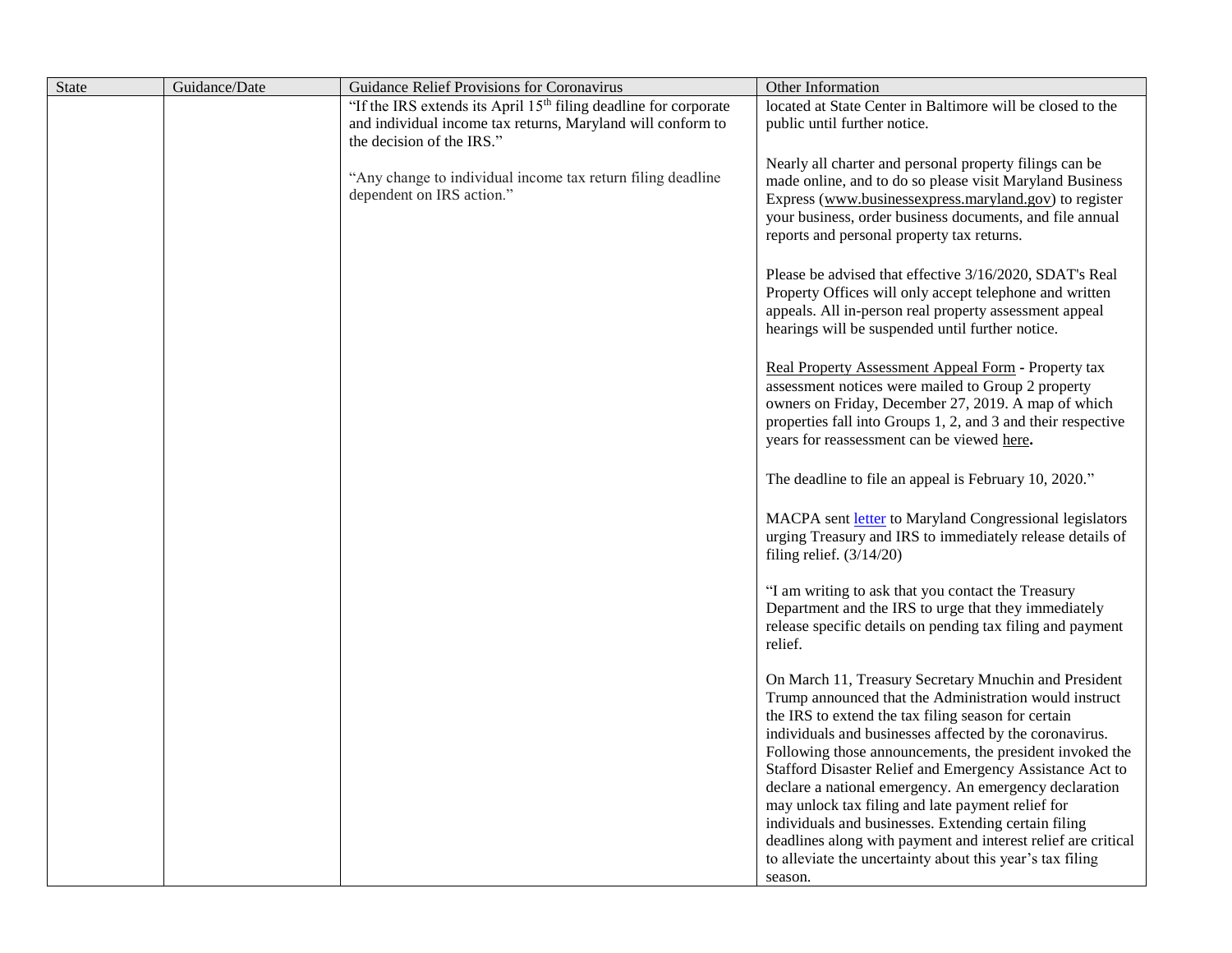| State | Guidance/Date | Guidance Relief Provisions for Coronavirus | Other Information |
|---|---|---|---|
| | | "If the IRS extends its April 15th filing deadline for corporate and individual income tax returns, Maryland will conform to the decision of the IRS."<br><br>"Any change to individual income tax return filing deadline dependent on IRS action." | located at State Center in Baltimore will be closed to the public until further notice.<br><br>Nearly all charter and personal property filings can be made online, and to do so please visit Maryland Business Express (www.businessexpress.maryland.gov) to register your business, order business documents, and file annual reports and personal property tax returns.<br><br>Please be advised that effective 3/16/2020, SDAT's Real Property Offices will only accept telephone and written appeals. All in-person real property assessment appeal hearings will be suspended until further notice.<br><br>Real Property Assessment Appeal Form - Property tax assessment notices were mailed to Group 2 property owners on Friday, December 27, 2019. A map of which properties fall into Groups 1, 2, and 3 and their respective years for reassessment can be viewed here.<br><br>The deadline to file an appeal is February 10, 2020."<br><br>MACPA sent letter to Maryland Congressional legislators urging Treasury and IRS to immediately release details of filing relief. (3/14/20)<br><br>"I am writing to ask that you contact the Treasury Department and the IRS to urge that they immediately release specific details on pending tax filing and payment relief.<br><br>On March 11, Treasury Secretary Mnuchin and President Trump announced that the Administration would instruct the IRS to extend the tax filing season for certain individuals and businesses affected by the coronavirus. Following those announcements, the president invoked the Stafford Disaster Relief and Emergency Assistance Act to declare a national emergency. An emergency declaration may unlock tax filing and late payment relief for individuals and businesses. Extending certain filing deadlines along with payment and interest relief are critical to alleviate the uncertainty about this year's tax filing season. |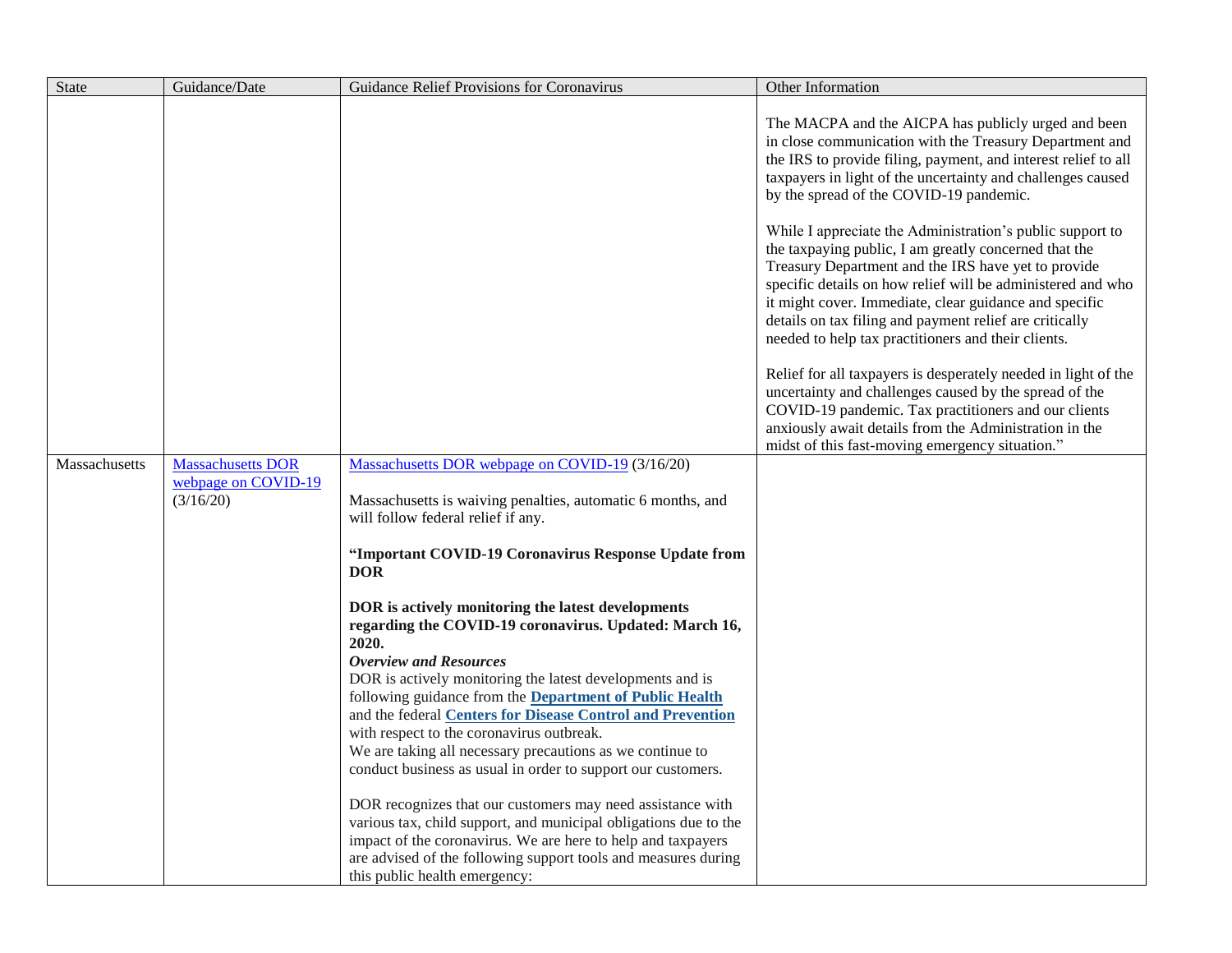| State | Guidance/Date | Guidance Relief Provisions for Coronavirus | Other Information |
|---|---|---|---|
| | | | The MACPA and the AICPA has publicly urged and been in close communication with the Treasury Department and the IRS to provide filing, payment, and interest relief to all taxpayers in light of the uncertainty and challenges caused by the spread of the COVID-19 pandemic.<br><br>While I appreciate the Administration's public support to the taxpaying public, I am greatly concerned that the Treasury Department and the IRS have yet to provide specific details on how relief will be administered and who it might cover. Immediate, clear guidance and specific details on tax filing and payment relief are critically needed to help tax practitioners and their clients.<br><br>Relief for all taxpayers is desperately needed in light of the uncertainty and challenges caused by the spread of the COVID-19 pandemic. Tax practitioners and our clients anxiously await details from the Administration in the midst of this fast-moving emergency situation." |
| Massachusetts | Massachusetts DOR webpage on COVID-19 (3/16/20) | Massachusetts DOR webpage on COVID-19 (3/16/20)<br><br>Massachusetts is waiving penalties, automatic 6 months, and will follow federal relief if any.<br><br>**"Important COVID-19 Coronavirus Response Update from DOR**<br><br>**DOR is actively monitoring the latest developments regarding the COVID-19 coronavirus. Updated: March 16, 2020.**<br>***Overview and Resources***<br>DOR is actively monitoring the latest developments and is following guidance from the **Department of Public Health** and the federal **Centers for Disease Control and Prevention** with respect to the coronavirus outbreak.<br>We are taking all necessary precautions as we continue to conduct business as usual in order to support our customers.<br><br>DOR recognizes that our customers may need assistance with various tax, child support, and municipal obligations due to the impact of the coronavirus. We are here to help and taxpayers are advised of the following support tools and measures during this public health emergency: | |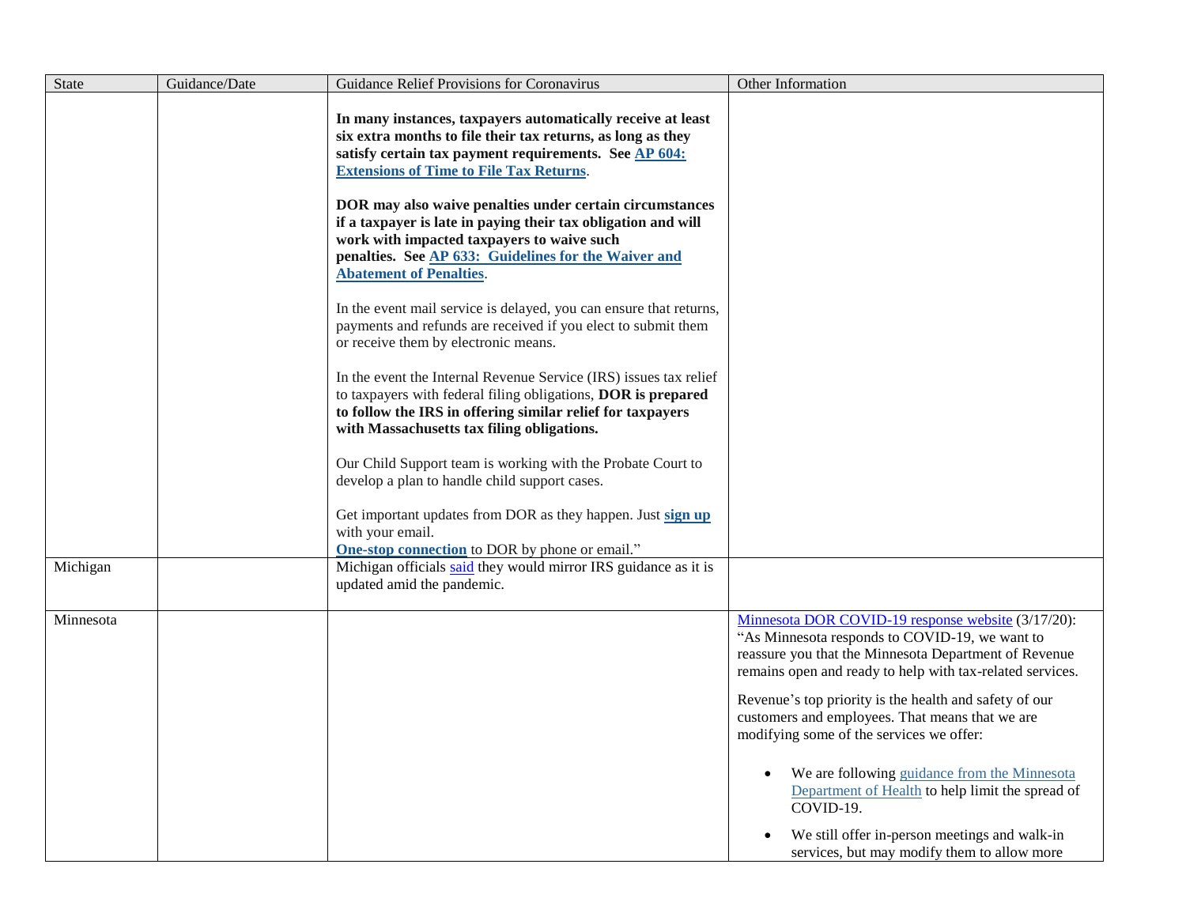| State | Guidance/Date | Guidance Relief Provisions for Coronavirus | Other Information |
|---|---|---|---|
| | | **In many instances, taxpayers automatically receive at least six extra months to file their tax returns, as long as they satisfy certain tax payment requirements. See AP 604: Extensions of Time to File Tax Returns**.<br><br>**DOR may also waive penalties under certain circumstances if a taxpayer is late in paying their tax obligation and will work with impacted taxpayers to waive such penalties. See AP 633: Guidelines for the Waiver and Abatement of Penalties**.<br><br>In the event mail service is delayed, you can ensure that returns, payments and refunds are received if you elect to submit them or receive them by electronic means.<br><br>In the event the Internal Revenue Service (IRS) issues tax relief to taxpayers with federal filing obligations, **DOR is prepared to follow the IRS in offering similar relief for taxpayers with Massachusetts tax filing obligations.**<br><br>Our Child Support team is working with the Probate Court to develop a plan to handle child support cases.<br><br>Get important updates from DOR as they happen. Just **sign up** with your email.<br>**One-stop connection** to DOR by phone or email." | |
| Michigan | | Michigan officials said they would mirror IRS guidance as it is updated amid the pandemic. | |
| Minnesota | | | Minnesota DOR COVID-19 response website (3/17/20): "As Minnesota responds to COVID-19, we want to reassure you that the Minnesota Department of Revenue remains open and ready to help with tax-related services.<br><br>Revenue's top priority is the health and safety of our customers and employees. That means that we are modifying some of the services we offer:<br><br>• We are following guidance from the Minnesota Department of Health to help limit the spread of COVID-19.<br><br>• We still offer in-person meetings and walk-in services, but may modify them to allow more |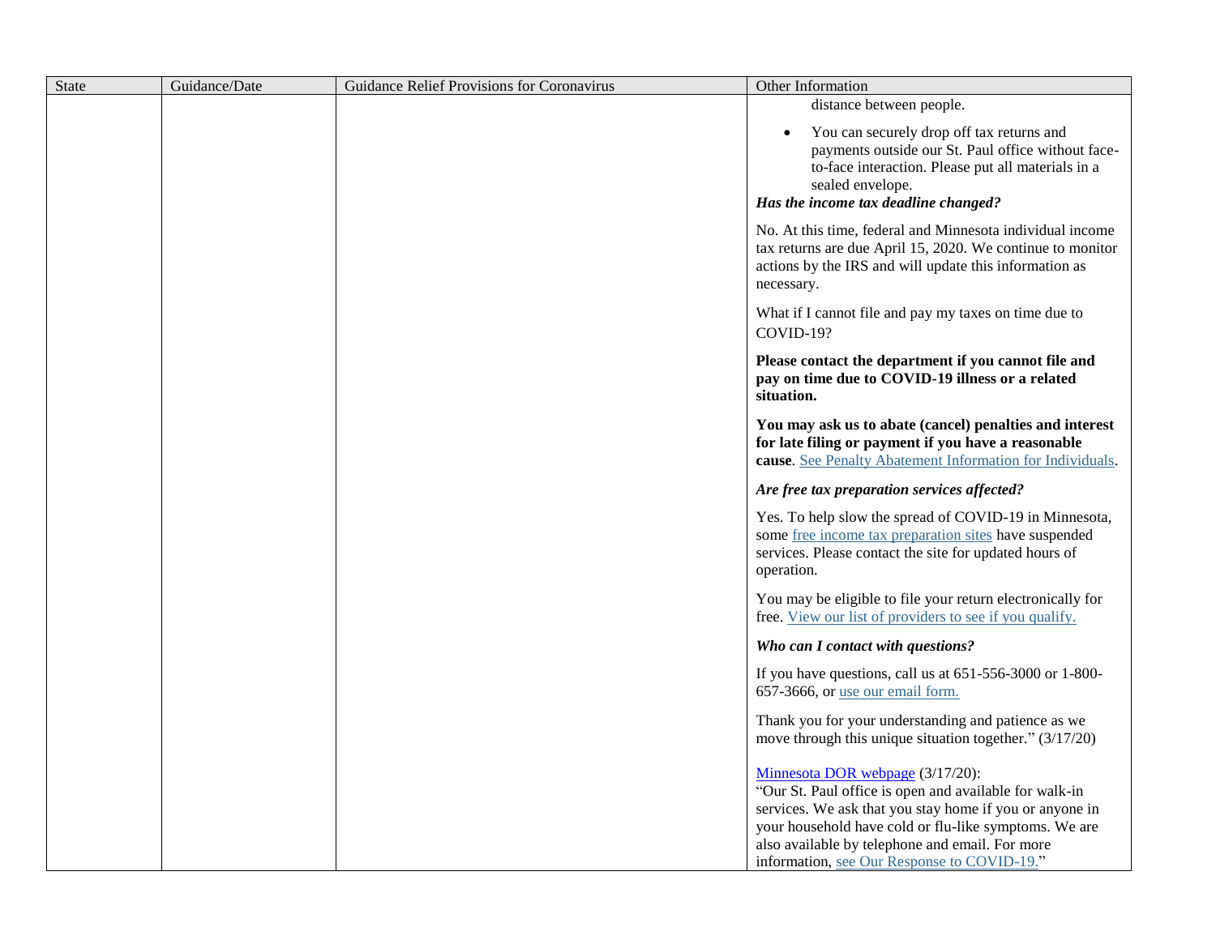| State | Guidance/Date | Guidance Relief Provisions for Coronavirus | Other Information |
|---|---|---|---|
| | | | distance between people.<br><br>• You can securely drop off tax returns and payments outside our St. Paul office without face-to-face interaction. Please put all materials in a sealed envelope.<br>***Has the income tax deadline changed?***<br><br>No. At this time, federal and Minnesota individual income tax returns are due April 15, 2020. We continue to monitor actions by the IRS and will update this information as necessary.<br><br>What if I cannot file and pay my taxes on time due to COVID-19?<br><br>**Please contact the department if you cannot file and pay on time due to COVID-19 illness or a related situation.**<br><br>**You may ask us to abate (cancel) penalties and interest for late filing or payment if you have a reasonable cause**. See Penalty Abatement Information for Individuals.<br><br>***Are free tax preparation services affected?***<br><br>Yes. To help slow the spread of COVID-19 in Minnesota, some free income tax preparation sites have suspended services. Please contact the site for updated hours of operation.<br><br>You may be eligible to file your return electronically for free. View our list of providers to see if you qualify.<br><br>***Who can I contact with questions?***<br><br>If you have questions, call us at 651-556-3000 or 1-800-657-3666, or use our email form.<br><br>Thank you for your understanding and patience as we move through this unique situation together." (3/17/20)<br><br>Minnesota DOR webpage (3/17/20):<br>"Our St. Paul office is open and available for walk-in services. We ask that you stay home if you or anyone in your household have cold or flu-like symptoms. We are also available by telephone and email. For more information, see Our Response to COVID-19." |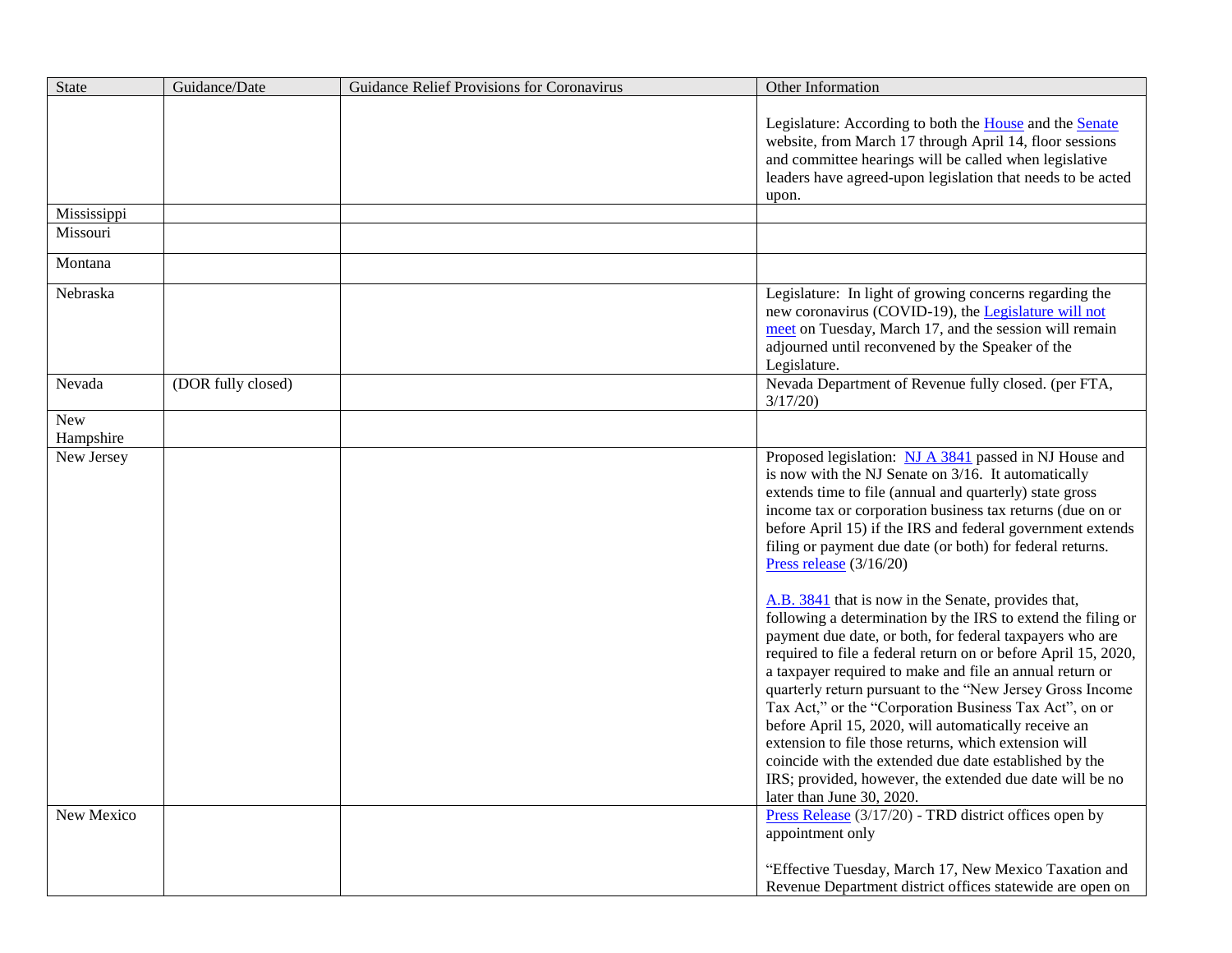| State | Guidance/Date | Guidance Relief Provisions for Coronavirus | Other Information |
|---|---|---|---|
| | | | Legislature: According to both the House and the Senate website, from March 17 through April 14, floor sessions and committee hearings will be called when legislative leaders have agreed-upon legislation that needs to be acted upon. |
| Mississippi | | | |
| Missouri | | | |
| Montana | | | |
| Nebraska | | | Legislature: In light of growing concerns regarding the new coronavirus (COVID-19), the Legislature will not meet on Tuesday, March 17, and the session will remain adjourned until reconvened by the Speaker of the Legislature. |
| Nevada | (DOR fully closed) | | Nevada Department of Revenue fully closed. (per FTA, 3/17/20) |
| New Hampshire | | | |
| New Jersey | | | Proposed legislation: NJ A 3841 passed in NJ House and is now with the NJ Senate on 3/16. It automatically extends time to file (annual and quarterly) state gross income tax or corporation business tax returns (due on or before April 15) if the IRS and federal government extends filing or payment due date (or both) for federal returns. Press release (3/16/20)<br><br>A.B. 3841 that is now in the Senate, provides that, following a determination by the IRS to extend the filing or payment due date, or both, for federal taxpayers who are required to file a federal return on or before April 15, 2020, a taxpayer required to make and file an annual return or quarterly return pursuant to the "New Jersey Gross Income Tax Act," or the "Corporation Business Tax Act", on or before April 15, 2020, will automatically receive an extension to file those returns, which extension will coincide with the extended due date established by the IRS; provided, however, the extended due date will be no later than June 30, 2020. |
| New Mexico | | | Press Release (3/17/20) - TRD district offices open by appointment only<br><br>"Effective Tuesday, March 17, New Mexico Taxation and Revenue Department district offices statewide are open on |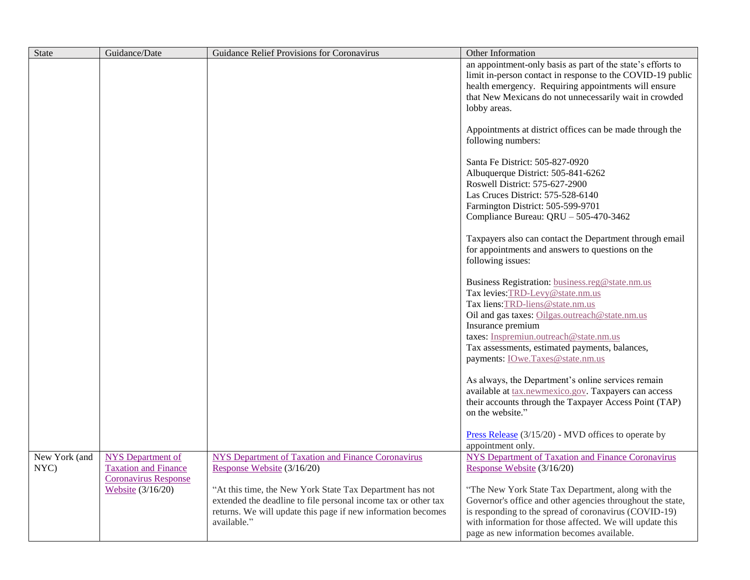| State | Guidance/Date | Guidance Relief Provisions for Coronavirus | Other Information |
|---|---|---|---|
| | | | an appointment-only basis as part of the state's efforts to limit in-person contact in response to the COVID-19 public health emergency. Requiring appointments will ensure that New Mexicans do not unnecessarily wait in crowded lobby areas.<br><br>Appointments at district offices can be made through the following numbers:<br><br>Santa Fe District: 505-827-0920<br>Albuquerque District: 505-841-6262<br>Roswell District: 575-627-2900<br>Las Cruces District: 575-528-6140<br>Farmington District: 505-599-9701<br>Compliance Bureau: QRU – 505-470-3462<br><br>Taxpayers also can contact the Department through email for appointments and answers to questions on the following issues:<br><br>Business Registration: business.reg@state.nm.us<br>Tax levies:TRD-Levy@state.nm.us<br>Tax liens:TRD-liens@state.nm.us<br>Oil and gas taxes: Oilgas.outreach@state.nm.us<br>Insurance premium taxes: Inspremiun.outreach@state.nm.us<br>Tax assessments, estimated payments, balances, payments: IOwe.Taxes@state.nm.us<br><br>As always, the Department's online services remain available at tax.newmexico.gov. Taxpayers can access their accounts through the Taxpayer Access Point (TAP) on the website."<br><br>Press Release (3/15/20) - MVD offices to operate by appointment only. |
| New York (and NYC) | NYS Department of Taxation and Finance Coronavirus Response Website (3/16/20) | NYS Department of Taxation and Finance Coronavirus Response Website (3/16/20)<br><br>"At this time, the New York State Tax Department has not extended the deadline to file personal income tax or other tax returns. We will update this page if new information becomes available." | NYS Department of Taxation and Finance Coronavirus Response Website (3/16/20)<br><br>"The New York State Tax Department, along with the Governor's office and other agencies throughout the state, is responding to the spread of coronavirus (COVID-19) with information for those affected. We will update this page as new information becomes available. |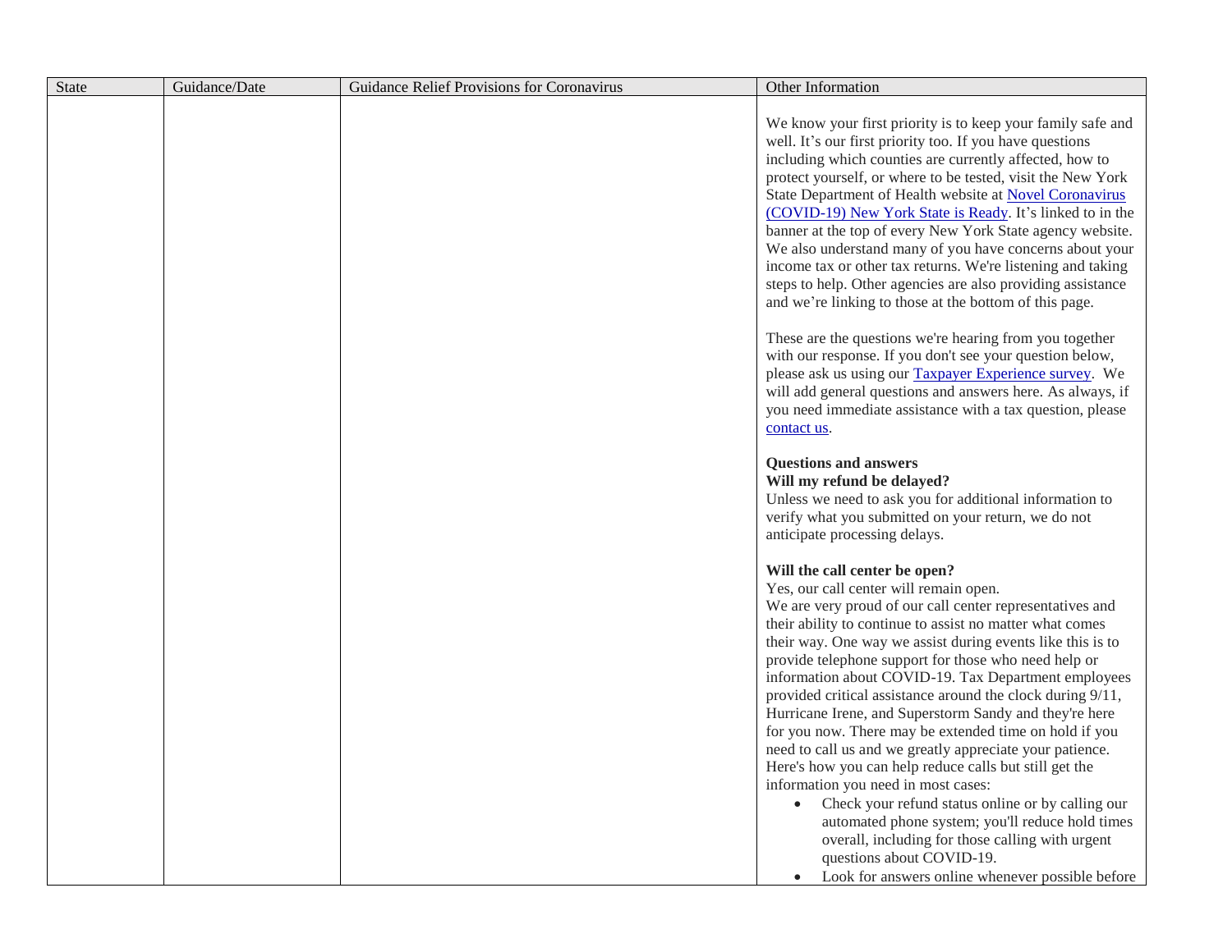| State | Guidance/Date | Guidance Relief Provisions for Coronavirus | Other Information |
|---|---|---|---|
| | | | We know your first priority is to keep your family safe and well. It's our first priority too. If you have questions including which counties are currently affected, how to protect yourself, or where to be tested, visit the New York State Department of Health website at [Novel Coronavirus (COVID-19) New York State is Ready](). It's linked to in the banner at the top of every New York State agency website. We also understand many of you have concerns about your income tax or other tax returns. We're listening and taking steps to help. Other agencies are also providing assistance and we're linking to those at the bottom of this page.<br><br>These are the questions we're hearing from you together with our response. If you don't see your question below, please ask us using our [Taxpayer Experience survey](). We will add general questions and answers here. As always, if you need immediate assistance with a tax question, please [contact us]().<br><br>**Questions and answers**<br>**Will my refund be delayed?**<br>Unless we need to ask you for additional information to verify what you submitted on your return, we do not anticipate processing delays.<br><br>**Will the call center be open?**<br>Yes, our call center will remain open.<br>We are very proud of our call center representatives and their ability to continue to assist no matter what comes their way. One way we assist during events like this is to provide telephone support for those who need help or information about COVID-19. Tax Department employees provided critical assistance around the clock during 9/11, Hurricane Irene, and Superstorm Sandy and they're here for you now. There may be extended time on hold if you need to call us and we greatly appreciate your patience. Here's how you can help reduce calls but still get the information you need in most cases:<br>• Check your refund status online or by calling our automated phone system; you'll reduce hold times overall, including for those calling with urgent questions about COVID-19.<br>• Look for answers online whenever possible before |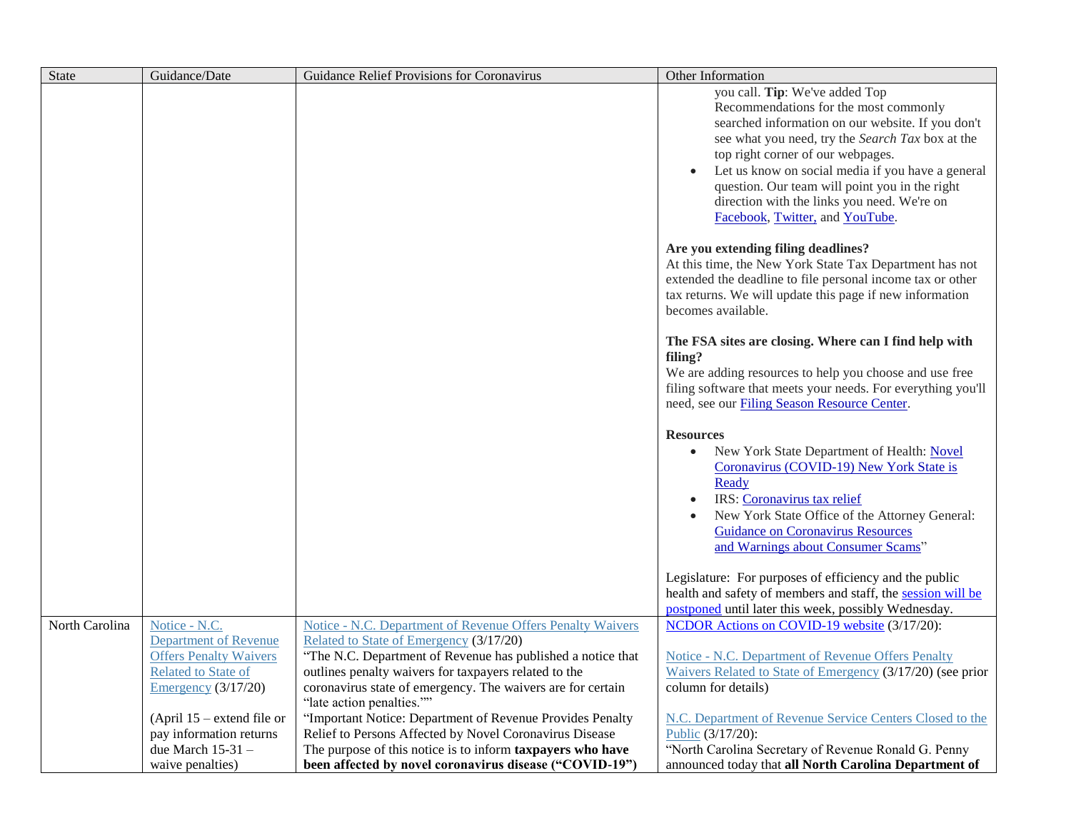| State | Guidance/Date | Guidance Relief Provisions for Coronavirus | Other Information |
| --- | --- | --- | --- |
| | | | you call. **Tip**: We've added Top Recommendations for the most commonly searched information on our website. If you don't see what you need, try the *Search Tax* box at the top right corner of our webpages.<br>• Let us know on social media if you have a general question. Our team will point you in the right direction with the links you need. We're on Facebook, Twitter, and YouTube.<br><br>**Are you extending filing deadlines?**<br>At this time, the New York State Tax Department has not extended the deadline to file personal income tax or other tax returns. We will update this page if new information becomes available.<br><br>**The FSA sites are closing. Where can I find help with filing?**<br>We are adding resources to help you choose and use free filing software that meets your needs. For everything you'll need, see our Filing Season Resource Center.<br><br>**Resources**<br>• New York State Department of Health: Novel Coronavirus (COVID-19) New York State is Ready<br>• IRS: Coronavirus tax relief<br>• New York State Office of the Attorney General: Guidance on Coronavirus Resources and Warnings about Consumer Scams"<br><br>Legislature: For purposes of efficiency and the public health and safety of members and staff, the session will be postponed until later this week, possibly Wednesday. |
| North Carolina | Notice - N.C. Department of Revenue Offers Penalty Waivers Related to State of Emergency (3/17/20)<br><br>(April 15 – extend file or pay information returns due March 15-31 – waive penalties) | Notice - N.C. Department of Revenue Offers Penalty Waivers Related to State of Emergency (3/17/20)<br>"The N.C. Department of Revenue has published a notice that outlines penalty waivers for taxpayers related to the coronavirus state of emergency. The waivers are for certain "late action penalties.""<br>"Important Notice: Department of Revenue Provides Penalty Relief to Persons Affected by Novel Coronavirus Disease<br>The purpose of this notice is to inform **taxpayers who have been affected by novel coronavirus disease ("COVID-19")** | NCDOR Actions on COVID-19 website (3/17/20):<br><br>Notice - N.C. Department of Revenue Offers Penalty Waivers Related to State of Emergency (3/17/20) (see prior column for details)<br><br>N.C. Department of Revenue Service Centers Closed to the Public (3/17/20):<br>"North Carolina Secretary of Revenue Ronald G. Penny announced today that **all North Carolina Department of** |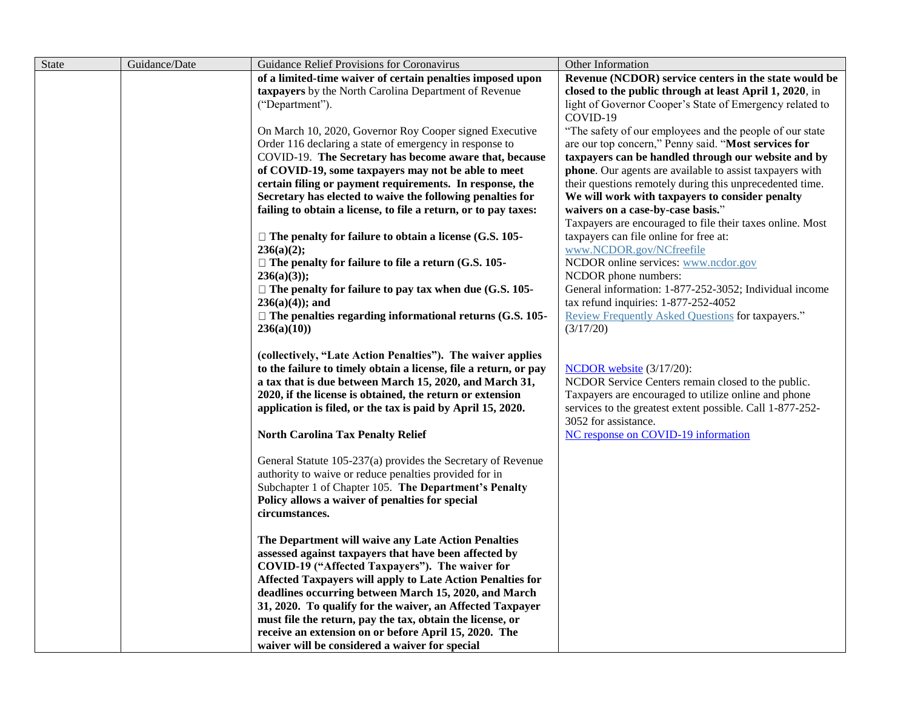| State | Guidance/Date | Guidance Relief Provisions for Coronavirus | Other Information |
|---|---|---|---|
| | | **of a limited-time waiver of certain penalties imposed upon taxpayers** by the North Carolina Department of Revenue (“Department”).<br><br>On March 10, 2020, Governor Roy Cooper signed Executive Order 116 declaring a state of emergency in response to COVID-19. **The Secretary has become aware that, because of COVID-19, some taxpayers may not be able to meet certain filing or payment requirements. In response, the Secretary has elected to waive the following penalties for failing to obtain a license, to file a return, or to pay taxes:**<br><br>**The penalty for failure to obtain a license (G.S. 105-236(a)(2);**<br>**The penalty for failure to file a return (G.S. 105-236(a)(3));**<br>**The penalty for failure to pay tax when due (G.S. 105-236(a)(4)); and**<br>**The penalties regarding informational returns (G.S. 105-236(a)(10))**<br><br>**(collectively, “Late Action Penalties”). The waiver applies to the failure to timely obtain a license, file a return, or pay a tax that is due between March 15, 2020, and March 31, 2020, if the license is obtained, the return or extension application is filed, or the tax is paid by April 15, 2020.**<br><br>**North Carolina Tax Penalty Relief**<br><br>General Statute 105-237(a) provides the Secretary of Revenue authority to waive or reduce penalties provided for in Subchapter 1 of Chapter 105. **The Department’s Penalty Policy allows a waiver of penalties for special circumstances.**<br><br>**The Department will waive any Late Action Penalties assessed against taxpayers that have been affected by COVID-19 (“Affected Taxpayers”). The waiver for Affected Taxpayers will apply to Late Action Penalties for deadlines occurring between March 15, 2020, and March 31, 2020. To qualify for the waiver, an Affected Taxpayer must file the return, pay the tax, obtain the license, or receive an extension on or before April 15, 2020. The waiver will be considered a waiver for special** | **Revenue (NCDOR) service centers in the state would be closed to the public through at least April 1, 2020**, in light of Governor Cooper’s State of Emergency related to COVID-19<br>“The safety of our employees and the people of our state are our top concern,” Penny said. “**Most services for taxpayers can be handled through our website and by phone**. Our agents are available to assist taxpayers with their questions remotely during this unprecedented time. **We will work with taxpayers to consider penalty waivers on a case-by-case basis.**”<br>Taxpayers are encouraged to file their taxes online. Most taxpayers can file online for free at: www.NCDOR.gov/NCfreefile<br>NCDOR online services: www.ncdor.gov<br>NCDOR phone numbers:<br>General information: 1-877-252-3052; Individual income tax refund inquiries: 1-877-252-4052<br>Review Frequently Asked Questions for taxpayers.” (3/17/20)<br><br>NCDOR website (3/17/20):<br>NCDOR Service Centers remain closed to the public. Taxpayers are encouraged to utilize online and phone services to the greatest extent possible. Call 1-877-252-3052 for assistance.<br>NC response on COVID-19 information |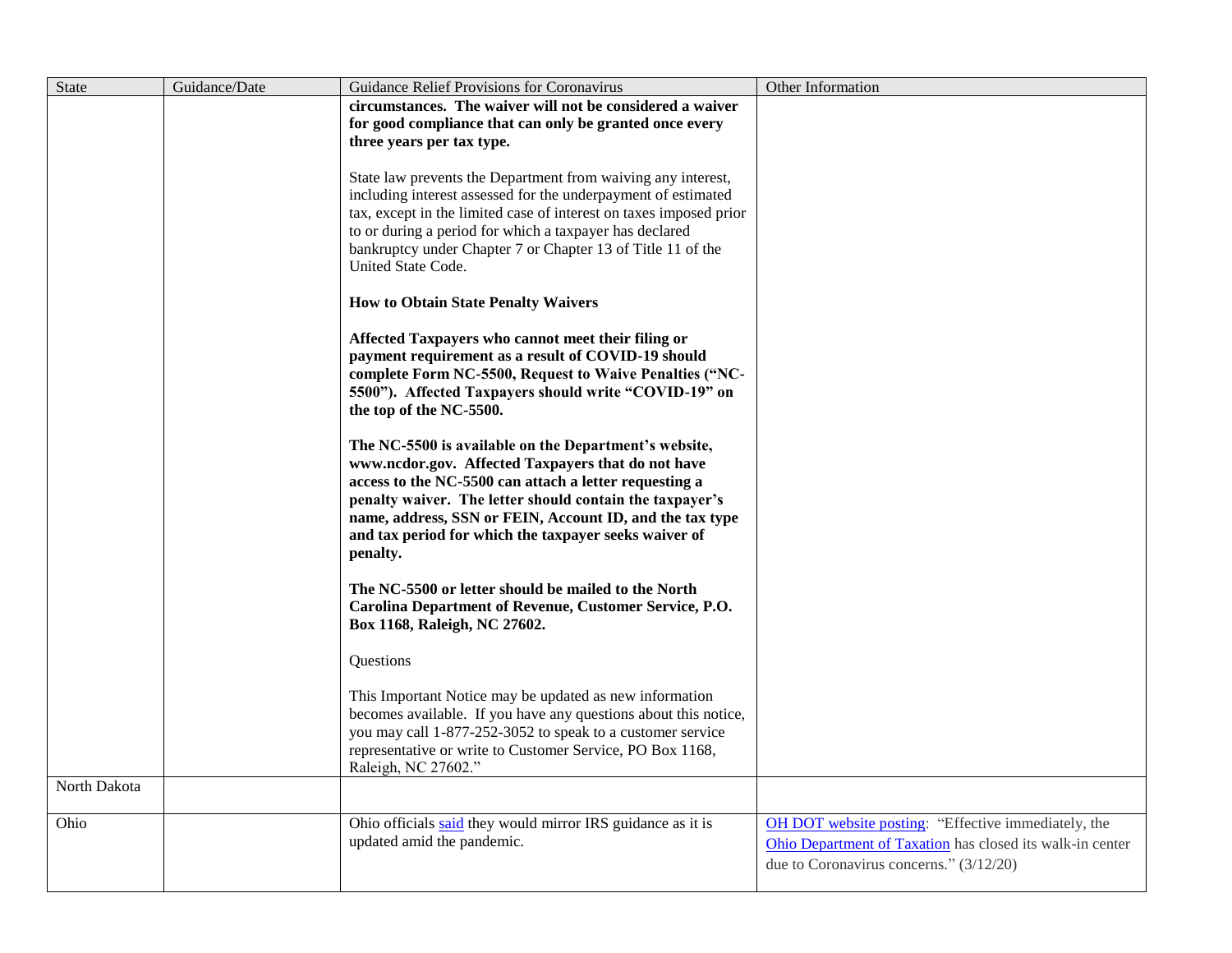| State | Guidance/Date | Guidance Relief Provisions for Coronavirus | Other Information |
|---|---|---|---|
| | | **circumstances. The waiver will not be considered a waiver for good compliance that can only be granted once every three years per tax type.**<br><br>State law prevents the Department from waiving any interest, including interest assessed for the underpayment of estimated tax, except in the limited case of interest on taxes imposed prior to or during a period for which a taxpayer has declared bankruptcy under Chapter 7 or Chapter 13 of Title 11 of the United State Code.<br><br>**How to Obtain State Penalty Waivers**<br><br>**Affected Taxpayers who cannot meet their filing or payment requirement as a result of COVID-19 should complete Form NC-5500, Request to Waive Penalties ("NC-5500"). Affected Taxpayers should write "COVID-19" on the top of the NC-5500.**<br><br>**The NC-5500 is available on the Department's website, www.ncdor.gov. Affected Taxpayers that do not have access to the NC-5500 can attach a letter requesting a penalty waiver. The letter should contain the taxpayer's name, address, SSN or FEIN, Account ID, and the tax type and tax period for which the taxpayer seeks waiver of penalty.**<br><br>**The NC-5500 or letter should be mailed to the North Carolina Department of Revenue, Customer Service, P.O. Box 1168, Raleigh, NC 27602.**<br><br>Questions<br><br>This Important Notice may be updated as new information becomes available. If you have any questions about this notice, you may call 1-877-252-3052 to speak to a customer service representative or write to Customer Service, PO Box 1168, Raleigh, NC 27602." | |
| North Dakota | | | |
| Ohio | | Ohio officials said they would mirror IRS guidance as it is updated amid the pandemic. | OH DOT website posting: "Effective immediately, the Ohio Department of Taxation has closed its walk-in center due to Coronavirus concerns." (3/12/20) |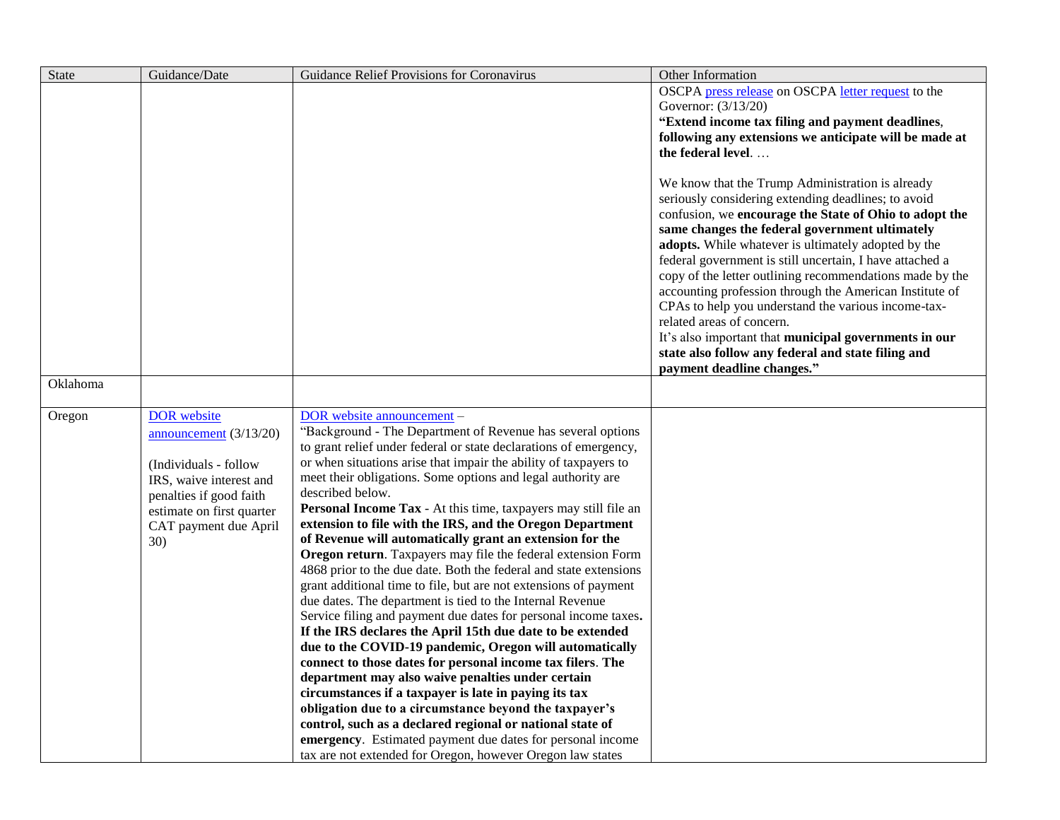| State | Guidance/Date | Guidance Relief Provisions for Coronavirus | Other Information |
| --- | --- | --- | --- |
| | | | OSCPA press release on OSCPA letter request to the Governor: (3/13/20)<br>**"Extend income tax filing and payment deadlines**, **following any extensions we anticipate will be made at the federal level**. …<br><br>We know that the Trump Administration is already seriously considering extending deadlines; to avoid confusion, we **encourage the State of Ohio to adopt the same changes the federal government ultimately adopts.** While whatever is ultimately adopted by the federal government is still uncertain, I have attached a copy of the letter outlining recommendations made by the accounting profession through the American Institute of CPAs to help you understand the various income-tax-related areas of concern.<br>It's also important that **municipal governments in our state also follow any federal and state filing and payment deadline changes."** |
| Oklahoma | | | |
| Oregon | DOR website announcement (3/13/20)<br><br>(Individuals - follow IRS, waive interest and penalties if good faith estimate on first quarter CAT payment due April 30) | DOR website announcement –<br>"Background - The Department of Revenue has several options to grant relief under federal or state declarations of emergency, or when situations arise that impair the ability of taxpayers to meet their obligations. Some options and legal authority are described below.<br>**Personal Income Tax** - At this time, taxpayers may still file an **extension to file with the IRS, and the Oregon Department of Revenue will automatically grant an extension for the Oregon return**. Taxpayers may file the federal extension Form 4868 prior to the due date. Both the federal and state extensions grant additional time to file, but are not extensions of payment due dates. The department is tied to the Internal Revenue Service filing and payment due dates for personal income taxes**. If the IRS declares the April 15th due date to be extended due to the COVID-19 pandemic, Oregon will automatically connect to those dates for personal income tax filers**. **The department may also waive penalties under certain circumstances if a taxpayer is late in paying its tax obligation due to a circumstance beyond the taxpayer's control, such as a declared regional or national state of emergency**. Estimated payment due dates for personal income tax are not extended for Oregon, however Oregon law states | |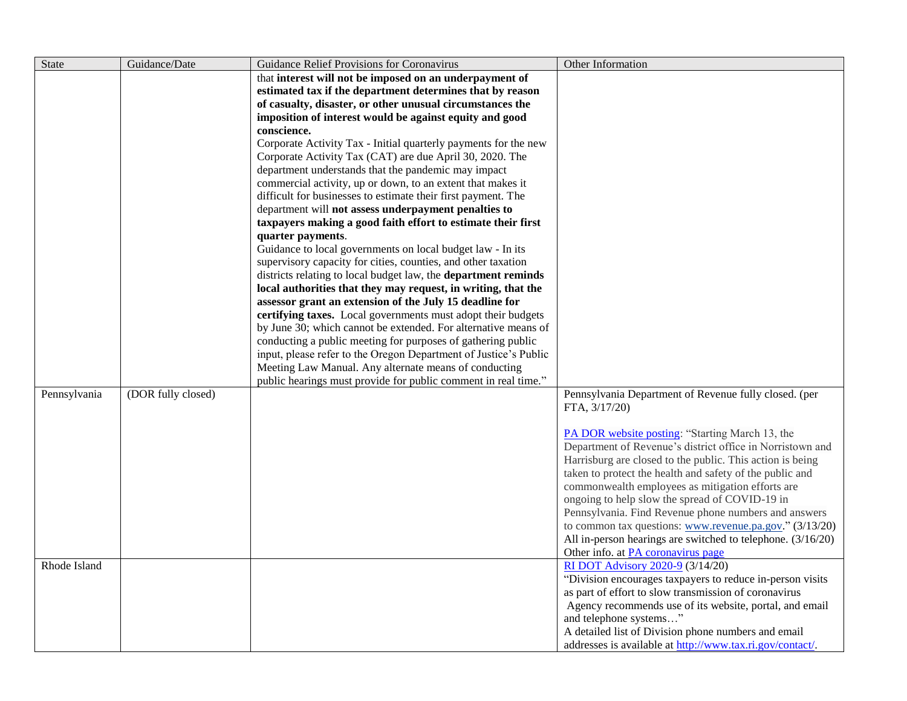| State | Guidance/Date | Guidance Relief Provisions for Coronavirus | Other Information |
|---|---|---|---|
| | | that **interest will not be imposed on an underpayment of estimated tax if the department determines that by reason of casualty, disaster, or other unusual circumstances the imposition of interest would be against equity and good conscience.**<br>Corporate Activity Tax - Initial quarterly payments for the new Corporate Activity Tax (CAT) are due April 30, 2020. The department understands that the pandemic may impact commercial activity, up or down, to an extent that makes it difficult for businesses to estimate their first payment. The department will **not assess underpayment penalties to taxpayers making a good faith effort to estimate their first quarter payments**.<br>Guidance to local governments on local budget law - In its supervisory capacity for cities, counties, and other taxation districts relating to local budget law, the **department reminds local authorities that they may request, in writing, that the assessor grant an extension of the July 15 deadline for certifying taxes.** Local governments must adopt their budgets by June 30; which cannot be extended. For alternative means of conducting a public meeting for purposes of gathering public input, please refer to the Oregon Department of Justice's Public Meeting Law Manual. Any alternate means of conducting public hearings must provide for public comment in real time." | |
| Pennsylvania | (DOR fully closed) | | Pennsylvania Department of Revenue fully closed. (per FTA, 3/17/20)<br><br>PA DOR website posting: "Starting March 13, the Department of Revenue's district office in Norristown and Harrisburg are closed to the public. This action is being taken to protect the health and safety of the public and commonwealth employees as mitigation efforts are ongoing to help slow the spread of COVID-19 in Pennsylvania. Find Revenue phone numbers and answers to common tax questions: www.revenue.pa.gov." (3/13/20)<br>All in-person hearings are switched to telephone. (3/16/20)<br>Other info. at PA coronavirus page |
| Rhode Island | | | RI DOT Advisory 2020-9 (3/14/20)<br>"Division encourages taxpayers to reduce in-person visits as part of effort to slow transmission of coronavirus Agency recommends use of its website, portal, and email and telephone systems…"<br>A detailed list of Division phone numbers and email addresses is available at http://www.tax.ri.gov/contact/. |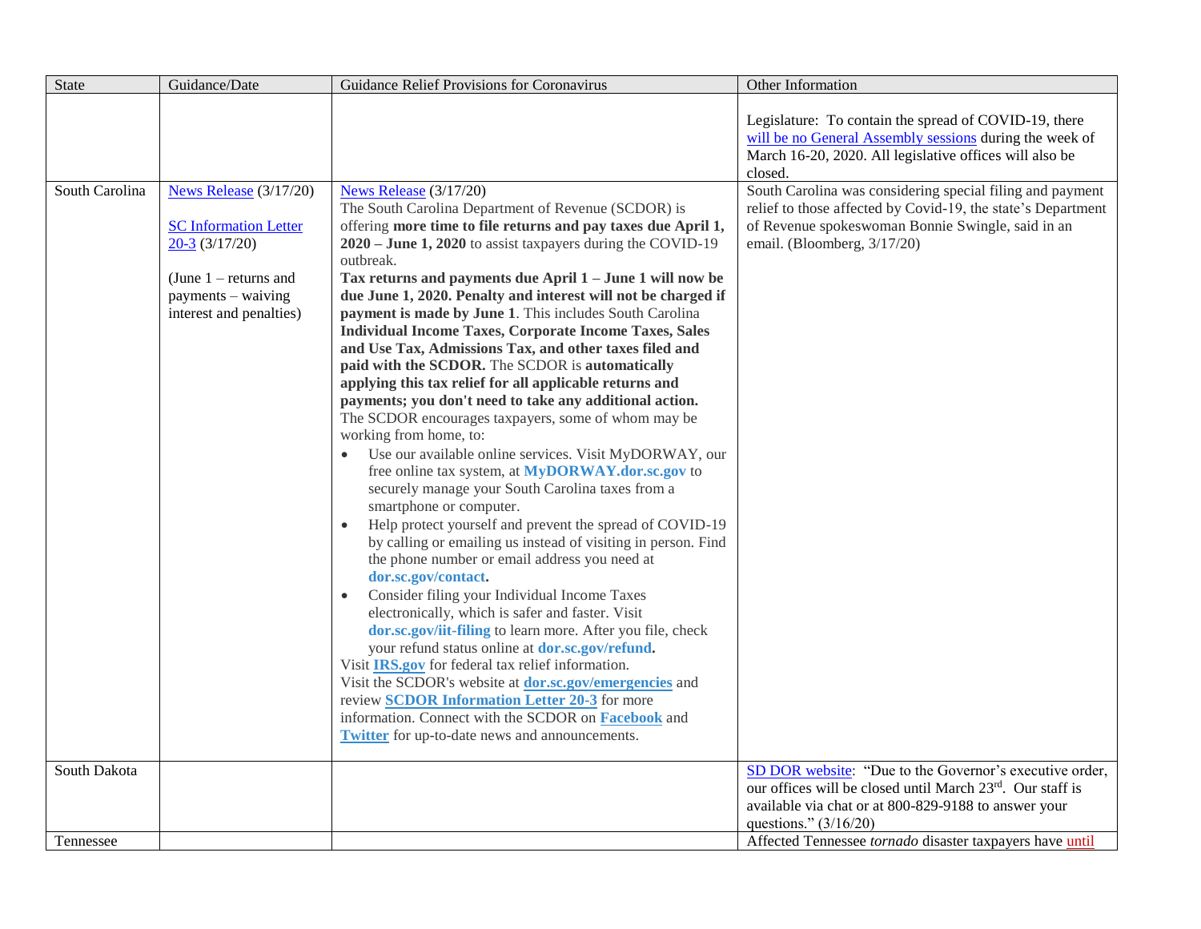| State | Guidance/Date | Guidance Relief Provisions for Coronavirus | Other Information |
|---|---|---|---|
| | | | Legislature: To contain the spread of COVID-19, there will be no General Assembly sessions during the week of March 16-20, 2020. All legislative offices will also be closed. |
| South Carolina | News Release (3/17/20)<br><br>SC Information Letter 20-3 (3/17/20)<br><br>(June 1 – returns and payments – waiving interest and penalties) | News Release (3/17/20)<br>The South Carolina Department of Revenue (SCDOR) is offering **more time to file returns and pay taxes due April 1, 2020 – June 1, 2020** to assist taxpayers during the COVID-19 outbreak.<br>**Tax returns and payments due April 1 – June 1 will now be due June 1, 2020. Penalty and interest will not be charged if payment is made by June 1**. This includes South Carolina **Individual Income Taxes, Corporate Income Taxes, Sales and Use Tax, Admissions Tax, and other taxes filed and paid with the SCDOR.** The SCDOR is **automatically applying this tax relief for all applicable returns and payments; you don't need to take any additional action.**<br>The SCDOR encourages taxpayers, some of whom may be working from home, to:<br>• Use our available online services. Visit MyDORWAY, our free online tax system, at **MyDORWAY.dor.sc.gov** to securely manage your South Carolina taxes from a smartphone or computer.<br>• Help protect yourself and prevent the spread of COVID-19 by calling or emailing us instead of visiting in person. Find the phone number or email address you need at **dor.sc.gov/contact.**<br>• Consider filing your Individual Income Taxes electronically, which is safer and faster. Visit **dor.sc.gov/iit-filing** to learn more. After you file, check your refund status online at **dor.sc.gov/refund.**<br>Visit **IRS.gov** for federal tax relief information.<br>Visit the SCDOR's website at **dor.sc.gov/emergencies** and review **SCDOR Information Letter 20-3** for more information. Connect with the SCDOR on **Facebook** and **Twitter** for up-to-date news and announcements. | South Carolina was considering special filing and payment relief to those affected by Covid-19, the state's Department of Revenue spokeswoman Bonnie Swingle, said in an email. (Bloomberg, 3/17/20) |
| South Dakota | | | SD DOR website: "Due to the Governor's executive order, our offices will be closed until March 23rd. Our staff is available via chat or at 800-829-9188 to answer your questions." (3/16/20) |
| Tennessee | | | Affected Tennessee *tornado* disaster taxpayers have until |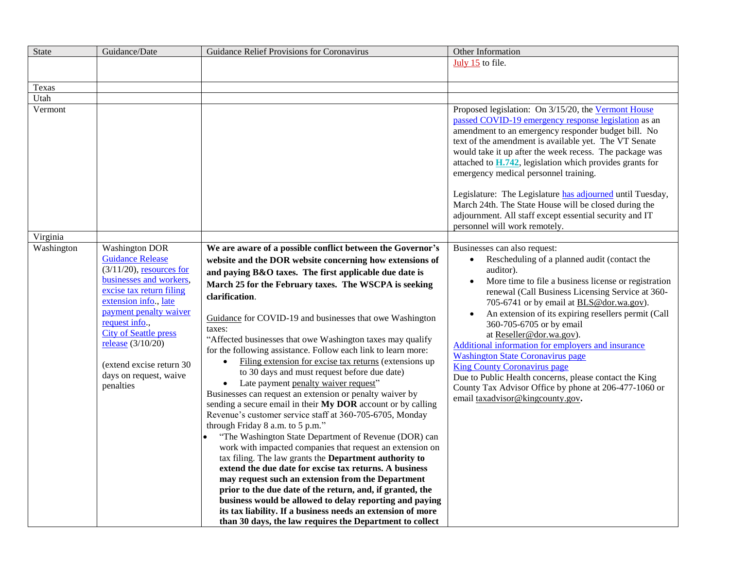| State | Guidance/Date | Guidance Relief Provisions for Coronavirus | Other Information |
|---|---|---|---|
| | | | July 15 to file. |
| Texas | | | |
| Utah | | | |
| Vermont | | | Proposed legislation: On 3/15/20, the Vermont House passed COVID-19 emergency response legislation as an amendment to an emergency responder budget bill. No text of the amendment is available yet. The VT Senate would take it up after the week recess. The package was attached to **H.742**, legislation which provides grants for emergency medical personnel training.<br><br>Legislature: The Legislature has adjourned until Tuesday, March 24th. The State House will be closed during the adjournment. All staff except essential security and IT personnel will work remotely. |
| Virginia | | | |
| Washington | Washington DOR Guidance Release (3/11/20), resources for businesses and workers, excise tax return filing extension info., late payment penalty waiver request info., City of Seattle press release (3/10/20)<br><br>(extend excise return 30 days on request, waive penalties | **We are aware of a possible conflict between the Governor's website and the DOR website concerning how extensions of and paying B&O taxes. The first applicable due date is March 25 for the February taxes. The WSCPA is seeking clarification**.<br><br>Guidance for COVID-19 and businesses that owe Washington taxes:<br>"Affected businesses that owe Washington taxes may qualify for the following assistance. Follow each link to learn more:<br>• Filing extension for excise tax returns (extensions up to 30 days and must request before due date)<br>• Late payment penalty waiver request"<br>Businesses can request an extension or penalty waiver by sending a secure email in their **My DOR** account or by calling Revenue's customer service staff at 360-705-6705, Monday through Friday 8 a.m. to 5 p.m."<br>• "The Washington State Department of Revenue (DOR) can work with impacted companies that request an extension on tax filing. The law grants the **Department authority to extend the due date for excise tax returns. A business may request such an extension from the Department prior to the due date of the return, and, if granted, the business would be allowed to delay reporting and paying its tax liability. If a business needs an extension of more than 30 days, the law requires the Department to collect** | Businesses can also request:<br>• Rescheduling of a planned audit (contact the auditor).<br>• More time to file a business license or registration renewal (Call Business Licensing Service at 360-705-6741 or by email at BLS@dor.wa.gov).<br>• An extension of its expiring resellers permit (Call 360-705-6705 or by email at Reseller@dor.wa.gov).<br>Additional information for employers and insurance<br>Washington State Coronavirus page<br>King County Coronavirus page<br>Due to Public Health concerns, please contact the King County Tax Advisor Office by phone at 206-477-1060 or email taxadvisor@kingcounty.gov**.** |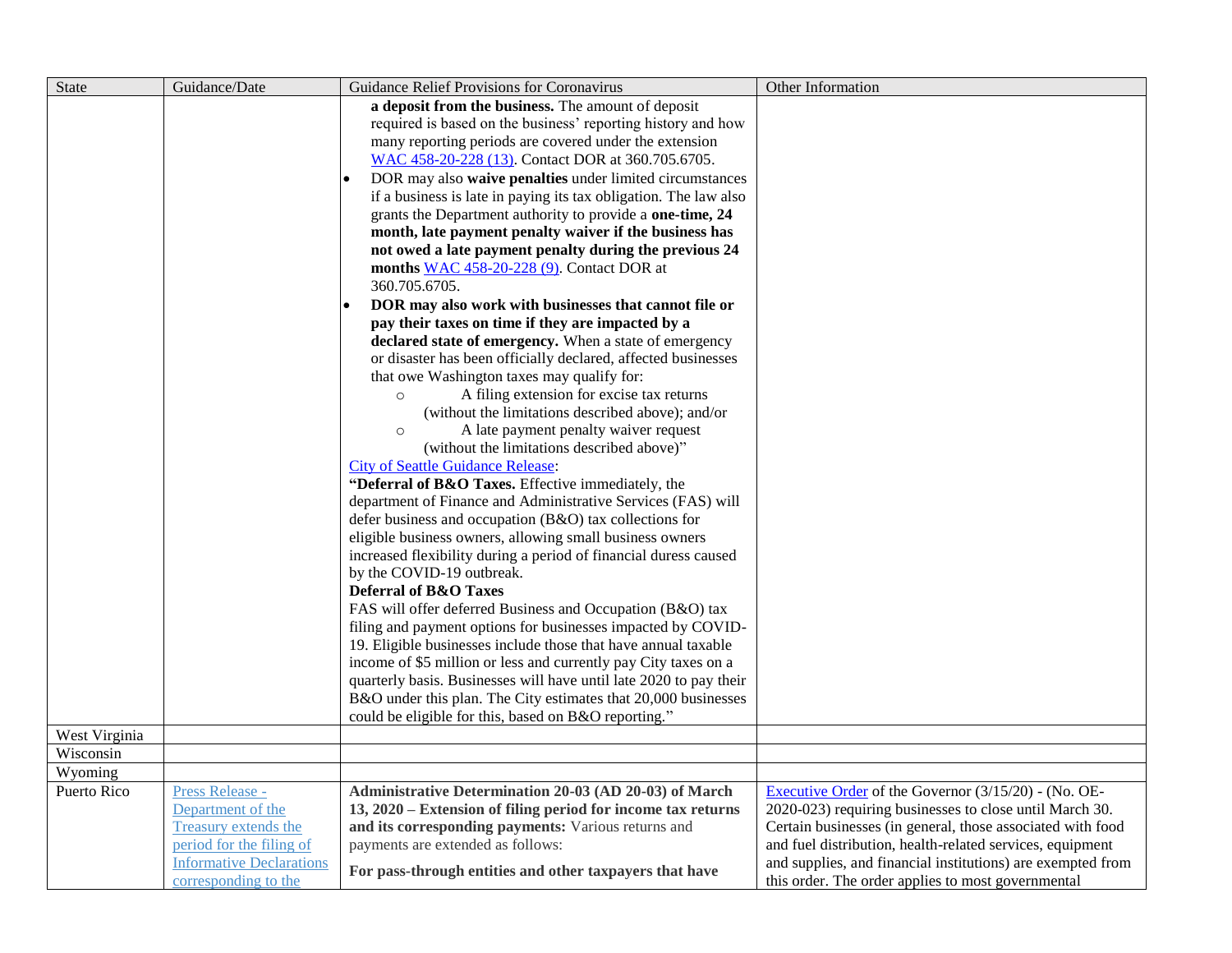| State | Guidance/Date | Guidance Relief Provisions for Coronavirus | Other Information |
|---|---|---|---|
| | | **a deposit from the business.** The amount of deposit required is based on the business' reporting history and how many reporting periods are covered under the extension WAC 458-20-228 (13). Contact DOR at 360.705.6705.<br>• DOR may also **waive penalties** under limited circumstances if a business is late in paying its tax obligation. The law also grants the Department authority to provide a **one-time, 24 month, late payment penalty waiver if the business has not owed a late payment penalty during the previous 24 months** WAC 458-20-228 (9). Contact DOR at 360.705.6705.<br>• **DOR may also work with businesses that cannot file or pay their taxes on time if they are impacted by a declared state of emergency.** When a state of emergency or disaster has been officially declared, affected businesses that owe Washington taxes may qualify for:<br>○ A filing extension for excise tax returns (without the limitations described above); and/or<br>○ A late payment penalty waiver request (without the limitations described above)"<br>City of Seattle Guidance Release:<br>"**Deferral of B&O Taxes.** Effective immediately, the department of Finance and Administrative Services (FAS) will defer business and occupation (B&O) tax collections for eligible business owners, allowing small business owners increased flexibility during a period of financial duress caused by the COVID-19 outbreak.<br>**Deferral of B&O Taxes**<br>FAS will offer deferred Business and Occupation (B&O) tax filing and payment options for businesses impacted by COVID-19. Eligible businesses include those that have annual taxable income of $5 million or less and currently pay City taxes on a quarterly basis. Businesses will have until late 2020 to pay their B&O under this plan. The City estimates that 20,000 businesses could be eligible for this, based on B&O reporting." | |
| West Virginia | | | |
| Wisconsin | | | |
| Wyoming | | | |
| Puerto Rico | Press Release - Department of the Treasury extends the period for the filing of Informative Declarations corresponding to the | **Administrative Determination 20-03 (AD 20-03) of March 13, 2020 – Extension of filing period for income tax returns and its corresponding payments:** Various returns and payments are extended as follows:<br>**For pass-through entities and other taxpayers that have** | Executive Order of the Governor (3/15/20) - (No. OE-2020-023) requiring businesses to close until March 30. Certain businesses (in general, those associated with food and fuel distribution, health-related services, equipment and supplies, and financial institutions) are exempted from this order. The order applies to most governmental |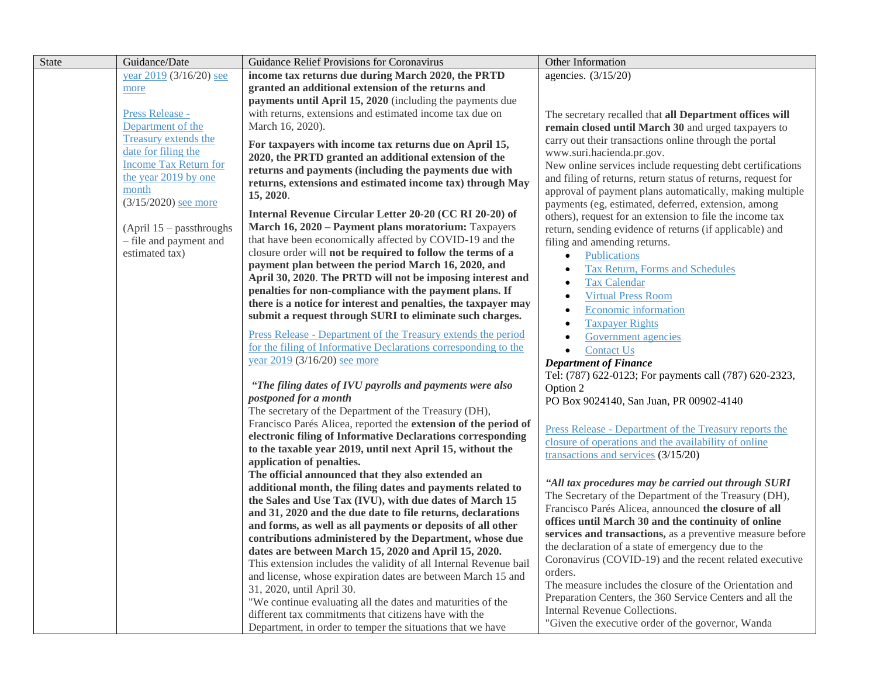| State | Guidance/Date | Guidance Relief Provisions for Coronavirus | Other Information |
|---|---|---|---|
| | year 2019 (3/16/20) see more<br><br>Press Release - Department of the Treasury extends the date for filing the Income Tax Return for the year 2019 by one month (3/15/2020) see more<br><br>(April 15 – passthroughs – file and payment and estimated tax) | **income tax returns due during March 2020, the PRTD granted an additional extension of the returns and payments until April 15, 2020** (including the payments due with returns, extensions and estimated income tax due on March 16, 2020).<br><br>**For taxpayers with income tax returns due on April 15, 2020, the PRTD granted an additional extension of the returns and payments (including the payments due with returns, extensions and estimated income tax) through May 15, 2020**.<br><br>**Internal Revenue Circular Letter 20-20 (CC RI 20-20) of March 16, 2020 – Payment plans moratorium:** Taxpayers that have been economically affected by COVID-19 and the closure order will **not be required to follow the terms of a payment plan between the period March 16, 2020, and April 30, 2020**. **The PRTD will not be imposing interest and penalties for non-compliance with the payment plans. If there is a notice for interest and penalties, the taxpayer may submit a request through SURI to eliminate such charges.**<br><br>Press Release - Department of the Treasury extends the period for the filing of Informative Declarations corresponding to the year 2019 (3/16/20) see more<br><br>***"The filing dates of IVU payrolls and payments were also postponed for a month***<br>The secretary of the Department of the Treasury (DH), Francisco Parés Alicea, reported the **extension of the period of electronic filing of Informative Declarations corresponding to the taxable year 2019, until next April 15, without the application of penalties.**<br>**The official announced that they also extended an additional month, the filing dates and payments related to the Sales and Use Tax (IVU), with due dates of March 15 and 31, 2020 and the due date to file returns, declarations and forms, as well as all payments or deposits of all other contributions administered by the Department, whose due dates are between March 15, 2020 and April 15, 2020.**<br>This extension includes the validity of all Internal Revenue bail and license, whose expiration dates are between March 15 and 31, 2020, until April 30.<br>"We continue evaluating all the dates and maturities of the different tax commitments that citizens have with the Department, in order to temper the situations that we have | agencies. (3/15/20)<br><br>The secretary recalled that **all Department offices will remain closed until March 30** and urged taxpayers to carry out their transactions online through the portal www.suri.hacienda.pr.gov.<br>New online services include requesting debt certifications and filing of returns, return status of returns, request for approval of payment plans automatically, making multiple payments (eg, estimated, deferred, extension, among others), request for an extension to file the income tax return, sending evidence of returns (if applicable) and filing and amending returns.<br>• Publications<br>• Tax Return, Forms and Schedules<br>• Tax Calendar<br>• Virtual Press Room<br>• Economic information<br>• Taxpayer Rights<br>• Government agencies<br>• Contact Us<br>***Department of Finance***<br>Tel: (787) 622-0123; For payments call (787) 620-2323, Option 2<br>PO Box 9024140, San Juan, PR 00902-4140<br><br>Press Release - Department of the Treasury reports the closure of operations and the availability of online transactions and services (3/15/20)<br><br>***"All tax procedures may be carried out through SURI***<br>The Secretary of the Department of the Treasury (DH), Francisco Parés Alicea, announced **the closure of all offices until March 30 and the continuity of online services and transactions,** as a preventive measure before the declaration of a state of emergency due to the Coronavirus (COVID-19) and the recent related executive orders.<br>The measure includes the closure of the Orientation and Preparation Centers, the 360 Service Centers and all the Internal Revenue Collections.<br>"Given the executive order of the governor, Wanda |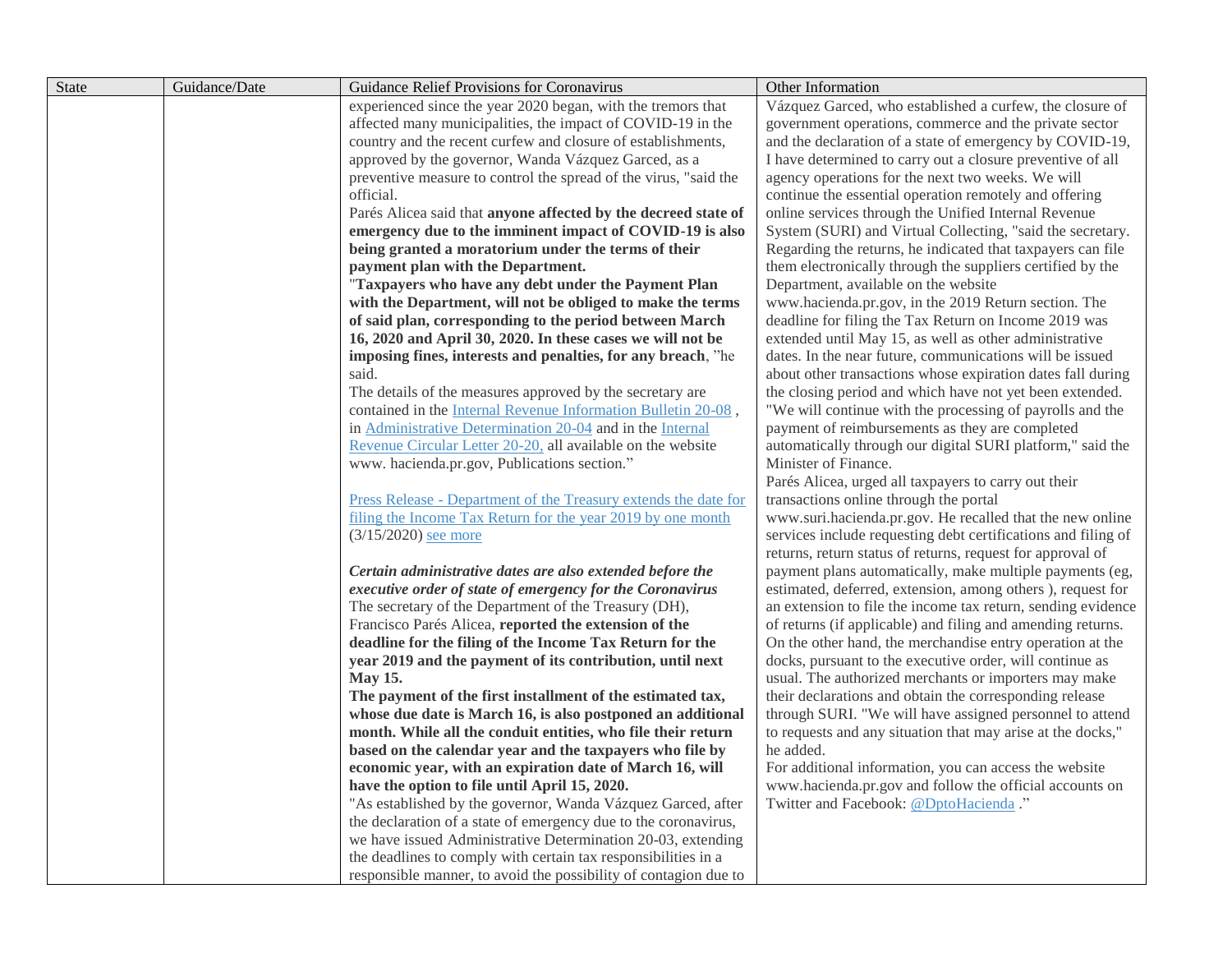| State | Guidance/Date | Guidance Relief Provisions for Coronavirus | Other Information |
|---|---|---|---|
| | | experienced since the year 2020 began, with the tremors that affected many municipalities, the impact of COVID-19 in the country and the recent curfew and closure of establishments, approved by the governor, Wanda Vázquez Garced, as a preventive measure to control the spread of the virus, "said the official.<br>Parés Alicea said that **anyone affected by the decreed state of emergency due to the imminent impact of COVID-19 is also being granted a moratorium under the terms of their payment plan with the Department.**<br>"**Taxpayers who have any debt under the Payment Plan with the Department, will not be obliged to make the terms of said plan, corresponding to the period between March 16, 2020 and April 30, 2020. In these cases we will not be imposing fines, interests and penalties, for any breach**, "he said.<br>The details of the measures approved by the secretary are contained in the Internal Revenue Information Bulletin 20-08 , in Administrative Determination 20-04 and in the Internal Revenue Circular Letter 20-20, all available on the website www. hacienda.pr.gov, Publications section."<br><br>Press Release - Department of the Treasury extends the date for filing the Income Tax Return for the year 2019 by one month (3/15/2020) see more<br><br>***Certain administrative dates are also extended before the executive order of state of emergency for the Coronavirus***<br>The secretary of the Department of the Treasury (DH), Francisco Parés Alicea, **reported the extension of the deadline for the filing of the Income Tax Return for the year 2019 and the payment of its contribution, until next May 15.**<br>**The payment of the first installment of the estimated tax, whose due date is March 16, is also postponed an additional month. While all the conduit entities, who file their return based on the calendar year and the taxpayers who file by economic year, with an expiration date of March 16, will have the option to file until April 15, 2020.**<br>"As established by the governor, Wanda Vázquez Garced, after the declaration of a state of emergency due to the coronavirus, we have issued Administrative Determination 20-03, extending the deadlines to comply with certain tax responsibilities in a responsible manner, to avoid the possibility of contagion due to | Vázquez Garced, who established a curfew, the closure of government operations, commerce and the private sector and the declaration of a state of emergency by COVID-19, I have determined to carry out a closure preventive of all agency operations for the next two weeks. We will continue the essential operation remotely and offering online services through the Unified Internal Revenue System (SURI) and Virtual Collecting, "said the secretary.<br>Regarding the returns, he indicated that taxpayers can file them electronically through the suppliers certified by the Department, available on the website www.hacienda.pr.gov, in the 2019 Return section. The deadline for filing the Tax Return on Income 2019 was extended until May 15, as well as other administrative dates. In the near future, communications will be issued about other transactions whose expiration dates fall during the closing period and which have not yet been extended.<br>"We will continue with the processing of payrolls and the payment of reimbursements as they are completed automatically through our digital SURI platform," said the Minister of Finance.<br>Parés Alicea, urged all taxpayers to carry out their transactions online through the portal www.suri.hacienda.pr.gov. He recalled that the new online services include requesting debt certifications and filing of returns, return status of returns, request for approval of payment plans automatically, make multiple payments (eg, estimated, deferred, extension, among others ), request for an extension to file the income tax return, sending evidence of returns (if applicable) and filing and amending returns.<br>On the other hand, the merchandise entry operation at the docks, pursuant to the executive order, will continue as usual. The authorized merchants or importers may make their declarations and obtain the corresponding release through SURI. "We will have assigned personnel to attend to requests and any situation that may arise at the docks," he added.<br>For additional information, you can access the website www.hacienda.pr.gov and follow the official accounts on Twitter and Facebook: @DptoHacienda ." |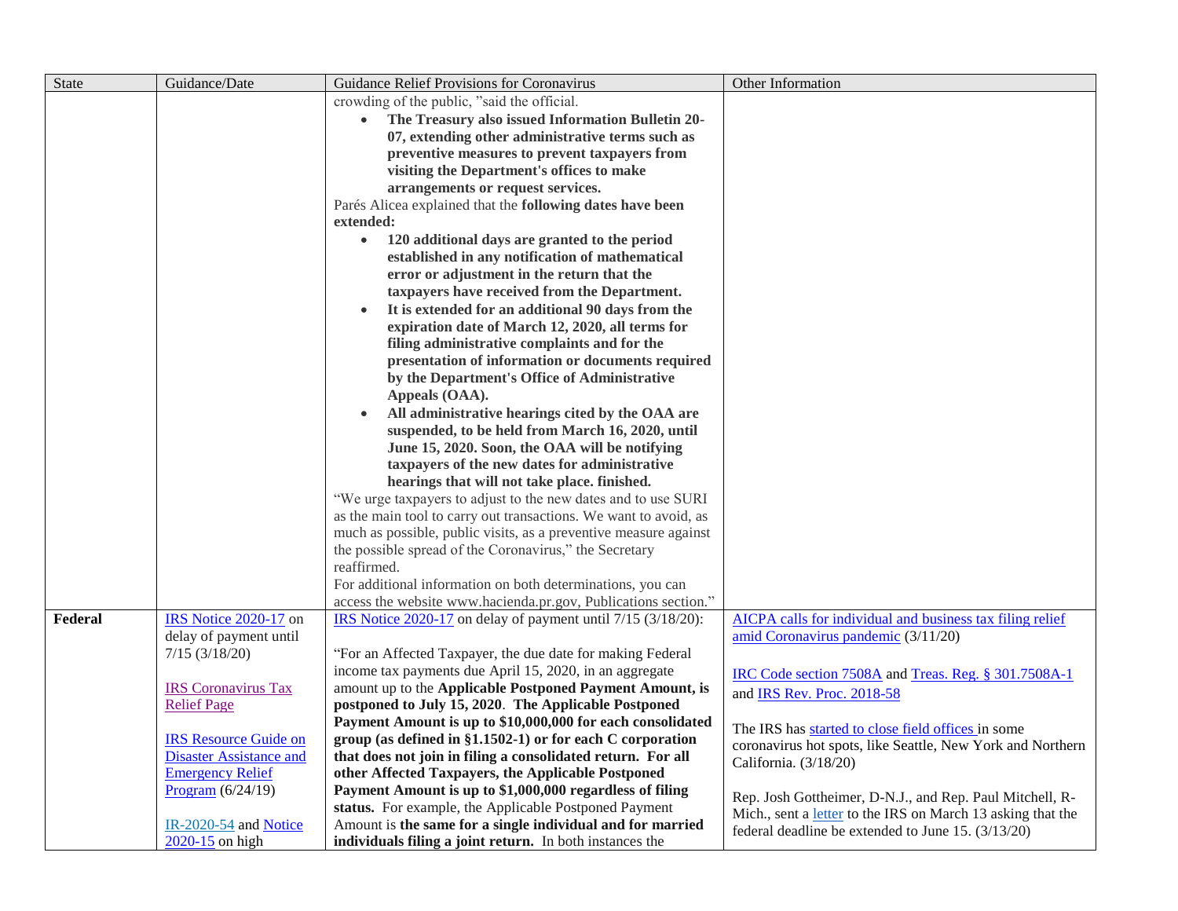| State | Guidance/Date | Guidance Relief Provisions for Coronavirus | Other Information |
|---|---|---|---|
| | | crowding of the public, "said the official.<br>• **The Treasury also issued Information Bulletin 20-07, extending other administrative terms such as preventive measures to prevent taxpayers from visiting the Department's offices to make arrangements or request services.**<br>Parés Alicea explained that the **following dates have been extended:**<br>• **120 additional days are granted to the period established in any notification of mathematical error or adjustment in the return that the taxpayers have received from the Department.**<br>• **It is extended for an additional 90 days from the expiration date of March 12, 2020, all terms for filing administrative complaints and for the presentation of information or documents required by the Department's Office of Administrative Appeals (OAA).**<br>• **All administrative hearings cited by the OAA are suspended, to be held from March 16, 2020, until June 15, 2020. Soon, the OAA will be notifying taxpayers of the new dates for administrative hearings that will not take place. finished.**<br>"We urge taxpayers to adjust to the new dates and to use SURI as the main tool to carry out transactions. We want to avoid, as much as possible, public visits, as a preventive measure against the possible spread of the Coronavirus," the Secretary reaffirmed.<br>For additional information on both determinations, you can access the website www.hacienda.pr.gov, Publications section." | |
| **Federal** | IRS Notice 2020-17 on delay of payment until 7/15 (3/18/20)<br><br>IRS Coronavirus Tax Relief Page<br><br>IRS Resource Guide on Disaster Assistance and Emergency Relief Program (6/24/19)<br><br>IR-2020-54 and Notice 2020-15 on high | IRS Notice 2020-17 on delay of payment until 7/15 (3/18/20):<br><br>"For an Affected Taxpayer, the due date for making Federal income tax payments due April 15, 2020, in an aggregate amount up to the **Applicable Postponed Payment Amount, is postponed to July 15, 2020**. **The Applicable Postponed Payment Amount is up to $10,000,000 for each consolidated group (as defined in §1.1502-1) or for each C corporation that does not join in filing a consolidated return. For all other Affected Taxpayers, the Applicable Postponed Payment Amount is up to $1,000,000 regardless of filing status.** For example, the Applicable Postponed Payment Amount is **the same for a single individual and for married individuals filing a joint return.** In both instances the | AICPA calls for individual and business tax filing relief amid Coronavirus pandemic (3/11/20)<br><br>IRC Code section 7508A and Treas. Reg. § 301.7508A-1 and IRS Rev. Proc. 2018-58<br><br>The IRS has started to close field offices in some coronavirus hot spots, like Seattle, New York and Northern California. (3/18/20)<br><br>Rep. Josh Gottheimer, D-N.J., and Rep. Paul Mitchell, R-Mich., sent a letter to the IRS on March 13 asking that the federal deadline be extended to June 15. (3/13/20) |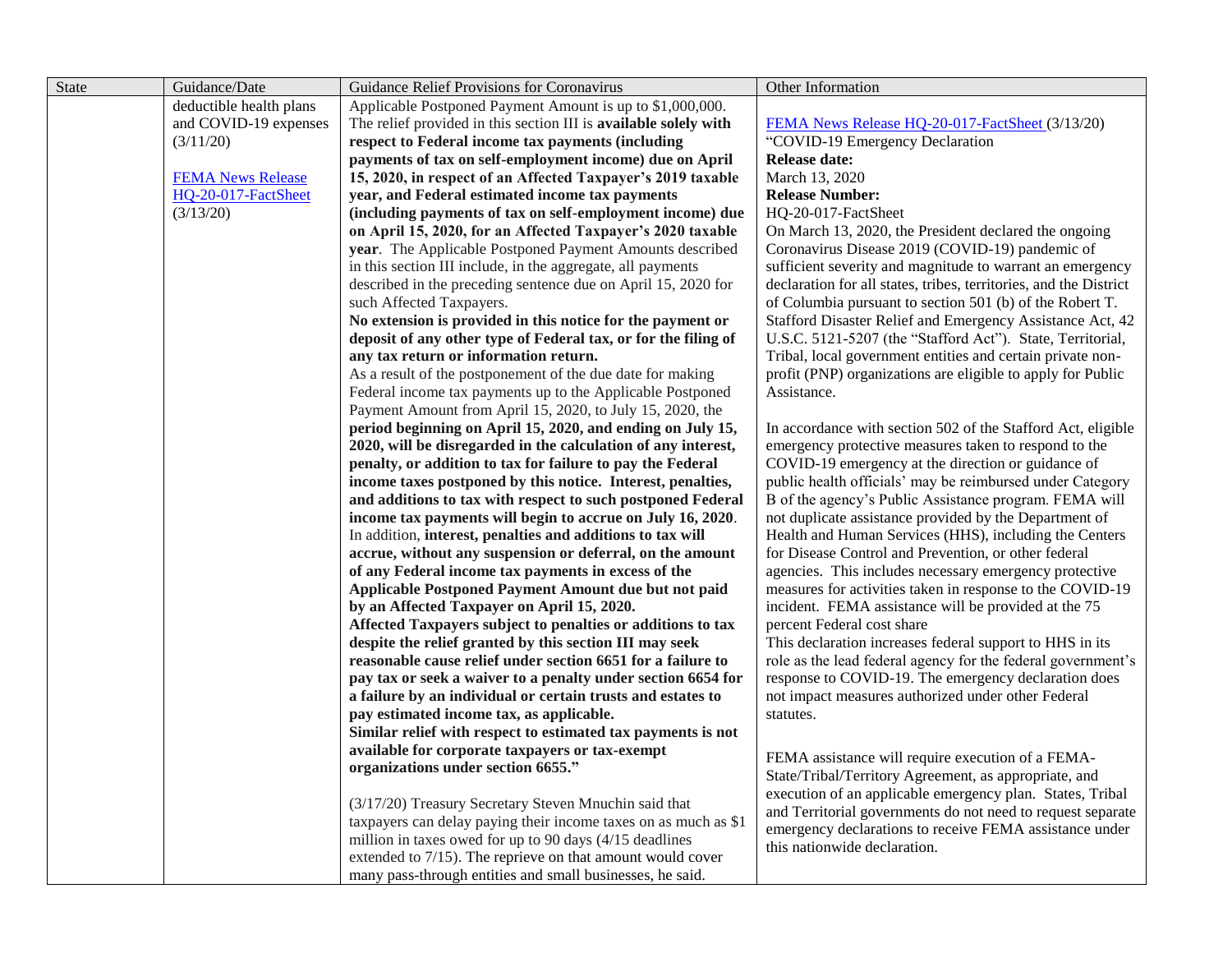| State | Guidance/Date | Guidance Relief Provisions for Coronavirus | Other Information |
| --- | --- | --- | --- |
| | deductible health plans and COVID-19 expenses (3/11/20)<br><br>[FEMA News Release HQ-20-017-FactSheet](#) (3/13/20) | Applicable Postponed Payment Amount is up to $1,000,000. The relief provided in this section III is **available solely with respect to Federal income tax payments (including payments of tax on self-employment income) due on April 15, 2020, in respect of an Affected Taxpayer's 2019 taxable year, and Federal estimated income tax payments (including payments of tax on self-employment income) due on April 15, 2020, for an Affected Taxpayer's 2020 taxable year**. The Applicable Postponed Payment Amounts described in this section III include, in the aggregate, all payments described in the preceding sentence due on April 15, 2020 for such Affected Taxpayers.<br>**No extension is provided in this notice for the payment or deposit of any other type of Federal tax, or for the filing of any tax return or information return.**<br>As a result of the postponement of the due date for making Federal income tax payments up to the Applicable Postponed Payment Amount from April 15, 2020, to July 15, 2020, the **period beginning on April 15, 2020, and ending on July 15, 2020, will be disregarded in the calculation of any interest, penalty, or addition to tax for failure to pay the Federal income taxes postponed by this notice. Interest, penalties, and additions to tax with respect to such postponed Federal income tax payments will begin to accrue on July 16, 2020**. In addition, **interest, penalties and additions to tax will accrue, without any suspension or deferral, on the amount of any Federal income tax payments in excess of the Applicable Postponed Payment Amount due but not paid by an Affected Taxpayer on April 15, 2020.**<br>**Affected Taxpayers subject to penalties or additions to tax despite the relief granted by this section III may seek reasonable cause relief under section 6651 for a failure to pay tax or seek a waiver to a penalty under section 6654 for a failure by an individual or certain trusts and estates to pay estimated income tax, as applicable.**<br>**Similar relief with respect to estimated tax payments is not available for corporate taxpayers or tax-exempt organizations under section 6655."**<br><br>(3/17/20) Treasury Secretary Steven Mnuchin said that taxpayers can delay paying their income taxes on as much as $1 million in taxes owed for up to 90 days (4/15 deadlines extended to 7/15). The reprieve on that amount would cover many pass-through entities and small businesses, he said. | [FEMA News Release HQ-20-017-FactSheet](#) (3/13/20)<br>"COVID-19 Emergency Declaration<br>**Release date:**<br>March 13, 2020<br>**Release Number:**<br>HQ-20-017-FactSheet<br>On March 13, 2020, the President declared the ongoing Coronavirus Disease 2019 (COVID-19) pandemic of sufficient severity and magnitude to warrant an emergency declaration for all states, tribes, territories, and the District of Columbia pursuant to section 501 (b) of the Robert T. Stafford Disaster Relief and Emergency Assistance Act, 42 U.S.C. 5121-5207 (the "Stafford Act"). State, Territorial, Tribal, local government entities and certain private non-profit (PNP) organizations are eligible to apply for Public Assistance.<br><br>In accordance with section 502 of the Stafford Act, eligible emergency protective measures taken to respond to the COVID-19 emergency at the direction or guidance of public health officials' may be reimbursed under Category B of the agency's Public Assistance program. FEMA will not duplicate assistance provided by the Department of Health and Human Services (HHS), including the Centers for Disease Control and Prevention, or other federal agencies. This includes necessary emergency protective measures for activities taken in response to the COVID-19 incident. FEMA assistance will be provided at the 75 percent Federal cost share<br>This declaration increases federal support to HHS in its role as the lead federal agency for the federal government's response to COVID-19. The emergency declaration does not impact measures authorized under other Federal statutes.<br><br>FEMA assistance will require execution of a FEMA-State/Tribal/Territory Agreement, as appropriate, and execution of an applicable emergency plan. States, Tribal and Territorial governments do not need to request separate emergency declarations to receive FEMA assistance under this nationwide declaration. |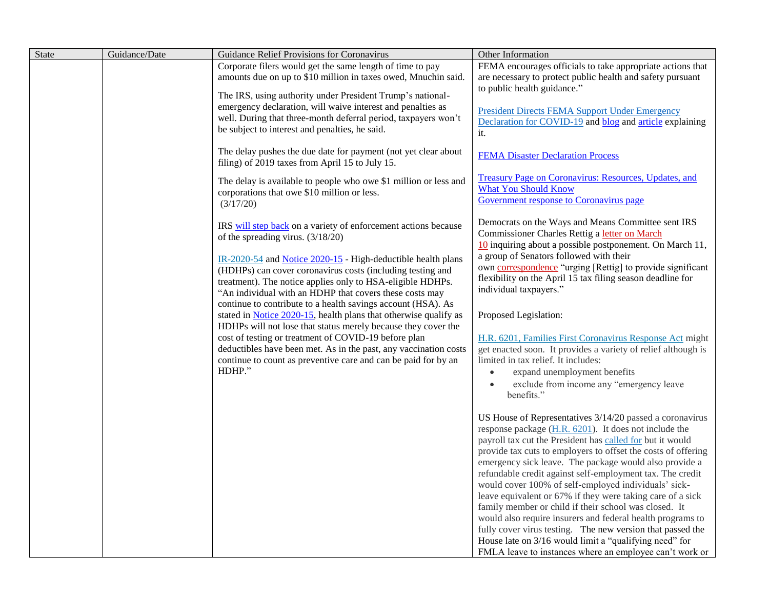| State | Guidance/Date | Guidance Relief Provisions for Coronavirus | Other Information |
|---|---|---|---|
| | | Corporate filers would get the same length of time to pay amounts due on up to $10 million in taxes owed, Mnuchin said.<br><br>The IRS, using authority under President Trump's national-emergency declaration, will waive interest and penalties as well. During that three-month deferral period, taxpayers won't be subject to interest and penalties, he said.<br><br>The delay pushes the due date for payment (not yet clear about filing) of 2019 taxes from April 15 to July 15.<br><br>The delay is available to people who owe $1 million or less and corporations that owe $10 million or less. (3/17/20)<br><br>IRS will step back on a variety of enforcement actions because of the spreading virus. (3/18/20)<br><br>IR-2020-54 and Notice 2020-15 - High-deductible health plans (HDHPs) can cover coronavirus costs (including testing and treatment). The notice applies only to HSA-eligible HDHPs. "An individual with an HDHP that covers these costs may continue to contribute to a health savings account (HSA). As stated in Notice 2020-15, health plans that otherwise qualify as HDHPs will not lose that status merely because they cover the cost of testing or treatment of COVID-19 before plan deductibles have been met. As in the past, any vaccination costs continue to count as preventive care and can be paid for by an HDHP." | FEMA encourages officials to take appropriate actions that are necessary to protect public health and safety pursuant to public health guidance."<br><br>President Directs FEMA Support Under Emergency Declaration for COVID-19 and blog and article explaining it.<br><br>FEMA Disaster Declaration Process<br><br>Treasury Page on Coronavirus: Resources, Updates, and What You Should Know<br>Government response to Coronavirus page<br><br>Democrats on the Ways and Means Committee sent IRS Commissioner Charles Rettig a letter on March 10 inquiring about a possible postponement. On March 11, a group of Senators followed with their own correspondence "urging [Rettig] to provide significant flexibility on the April 15 tax filing season deadline for individual taxpayers."<br><br>Proposed Legislation:<br><br>H.R. 6201, Families First Coronavirus Response Act might get enacted soon. It provides a variety of relief although is limited in tax relief. It includes:<br>• expand unemployment benefits<br>• exclude from income any "emergency leave benefits."<br><br>US House of Representatives 3/14/20 passed a coronavirus response package (H.R. 6201). It does not include the payroll tax cut the President has called for but it would provide tax cuts to employers to offset the costs of offering emergency sick leave. The package would also provide a refundable credit against self-employment tax. The credit would cover 100% of self-employed individuals' sick-leave equivalent or 67% if they were taking care of a sick family member or child if their school was closed. It would also require insurers and federal health programs to fully cover virus testing. The new version that passed the House late on 3/16 would limit a "qualifying need" for FMLA leave to instances where an employee can't work or |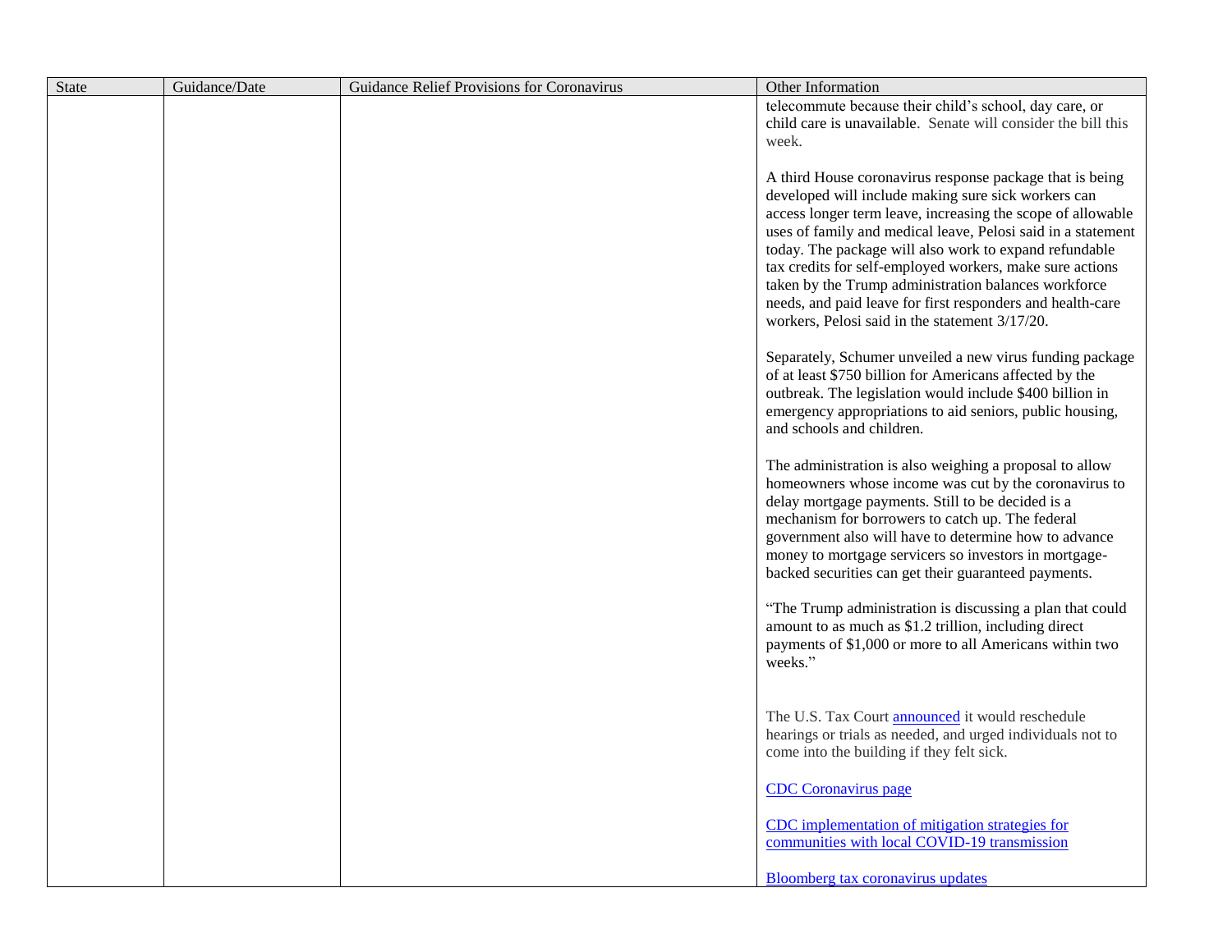| State | Guidance/Date | Guidance Relief Provisions for Coronavirus | Other Information |
|---|---|---|---|
| | | | telecommute because their child's school, day care, or child care is unavailable. Senate will consider the bill this week.<br><br>A third House coronavirus response package that is being developed will include making sure sick workers can access longer term leave, increasing the scope of allowable uses of family and medical leave, Pelosi said in a statement today. The package will also work to expand refundable tax credits for self-employed workers, make sure actions taken by the Trump administration balances workforce needs, and paid leave for first responders and health-care workers, Pelosi said in the statement 3/17/20.<br><br>Separately, Schumer unveiled a new virus funding package of at least $750 billion for Americans affected by the outbreak. The legislation would include $400 billion in emergency appropriations to aid seniors, public housing, and schools and children.<br><br>The administration is also weighing a proposal to allow homeowners whose income was cut by the coronavirus to delay mortgage payments. Still to be decided is a mechanism for borrowers to catch up. The federal government also will have to determine how to advance money to mortgage servicers so investors in mortgage-backed securities can get their guaranteed payments.<br><br>"The Trump administration is discussing a plan that could amount to as much as $1.2 trillion, including direct payments of $1,000 or more to all Americans within two weeks."<br><br>The U.S. Tax Court announced it would reschedule hearings or trials as needed, and urged individuals not to come into the building if they felt sick.<br><br>CDC Coronavirus page<br><br>CDC implementation of mitigation strategies for communities with local COVID-19 transmission<br><br>Bloomberg tax coronavirus updates |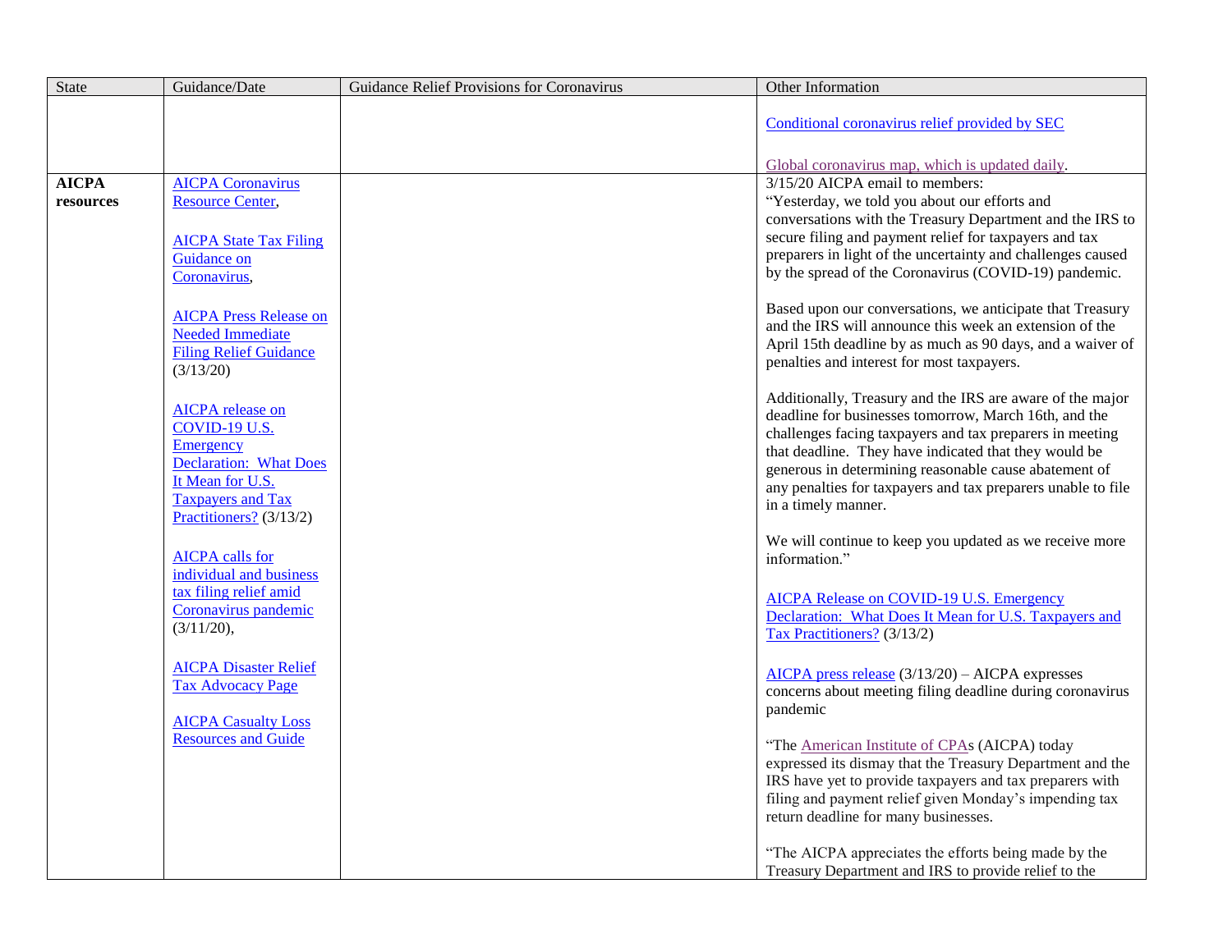| State | Guidance/Date | Guidance Relief Provisions for Coronavirus | Other Information |
|---|---|---|---|
| | | | Conditional coronavirus relief provided by SEC<br><br>Global coronavirus map, which is updated daily. |
| **AICPA resources** | AICPA Coronavirus Resource Center,<br><br>AICPA State Tax Filing Guidance on Coronavirus,<br><br>AICPA Press Release on Needed Immediate Filing Relief Guidance (3/13/20)<br><br>AICPA release on COVID-19 U.S. Emergency Declaration: What Does It Mean for U.S. Taxpayers and Tax Practitioners? (3/13/2)<br><br>AICPA calls for individual and business tax filing relief amid Coronavirus pandemic (3/11/20),<br><br>AICPA Disaster Relief Tax Advocacy Page<br><br>AICPA Casualty Loss Resources and Guide | | 3/15/20 AICPA email to members:<br>"Yesterday, we told you about our efforts and conversations with the Treasury Department and the IRS to secure filing and payment relief for taxpayers and tax preparers in light of the uncertainty and challenges caused by the spread of the Coronavirus (COVID-19) pandemic.<br><br>Based upon our conversations, we anticipate that Treasury and the IRS will announce this week an extension of the April 15th deadline by as much as 90 days, and a waiver of penalties and interest for most taxpayers.<br><br>Additionally, Treasury and the IRS are aware of the major deadline for businesses tomorrow, March 16th, and the challenges facing taxpayers and tax preparers in meeting that deadline. They have indicated that they would be generous in determining reasonable cause abatement of any penalties for taxpayers and tax preparers unable to file in a timely manner.<br><br>We will continue to keep you updated as we receive more information."<br><br>AICPA Release on COVID-19 U.S. Emergency Declaration: What Does It Mean for U.S. Taxpayers and Tax Practitioners? (3/13/2)<br><br>AICPA press release (3/13/20) – AICPA expresses concerns about meeting filing deadline during coronavirus pandemic<br><br>"The American Institute of CPAs (AICPA) today expressed its dismay that the Treasury Department and the IRS have yet to provide taxpayers and tax preparers with filing and payment relief given Monday's impending tax return deadline for many businesses.<br><br>"The AICPA appreciates the efforts being made by the Treasury Department and IRS to provide relief to the |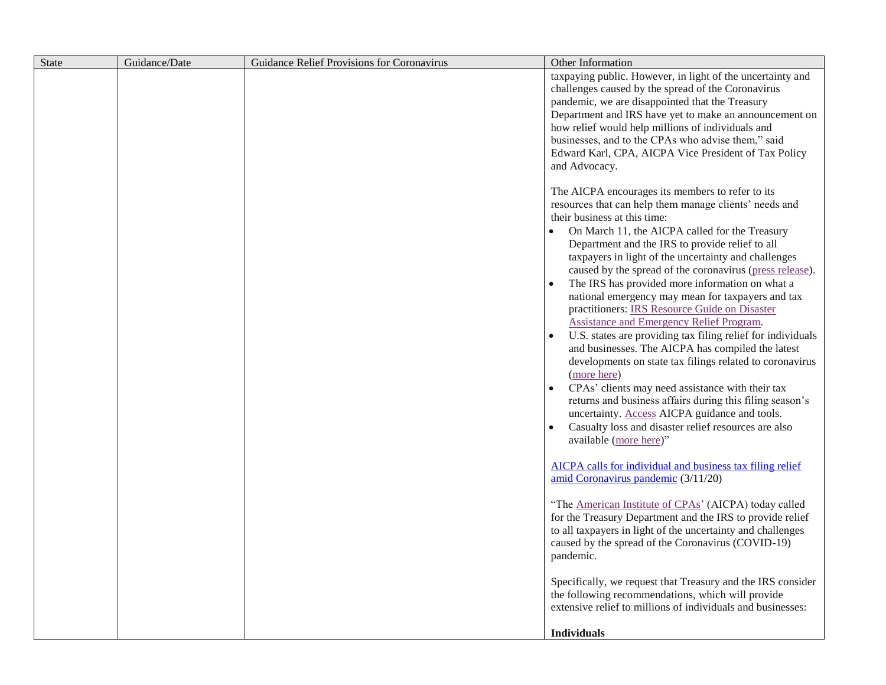| State | Guidance/Date | Guidance Relief Provisions for Coronavirus | Other Information |
|---|---|---|---|
| | | | taxpaying public. However, in light of the uncertainty and challenges caused by the spread of the Coronavirus pandemic, we are disappointed that the Treasury Department and IRS have yet to make an announcement on how relief would help millions of individuals and businesses, and to the CPAs who advise them," said Edward Karl, CPA, AICPA Vice President of Tax Policy and Advocacy.<br><br>The AICPA encourages its members to refer to its resources that can help them manage clients' needs and their business at this time:<br>• On March 11, the AICPA called for the Treasury Department and the IRS to provide relief to all taxpayers in light of the uncertainty and challenges caused by the spread of the coronavirus (press release).<br>• The IRS has provided more information on what a national emergency may mean for taxpayers and tax practitioners: IRS Resource Guide on Disaster Assistance and Emergency Relief Program.<br>• U.S. states are providing tax filing relief for individuals and businesses. The AICPA has compiled the latest developments on state tax filings related to coronavirus (more here)<br>• CPAs' clients may need assistance with their tax returns and business affairs during this filing season's uncertainty. Access AICPA guidance and tools.<br>• Casualty loss and disaster relief resources are also available (more here)"<br><br>AICPA calls for individual and business tax filing relief amid Coronavirus pandemic (3/11/20)<br><br>"The American Institute of CPAs' (AICPA) today called for the Treasury Department and the IRS to provide relief to all taxpayers in light of the uncertainty and challenges caused by the spread of the Coronavirus (COVID-19) pandemic.<br><br>Specifically, we request that Treasury and the IRS consider the following recommendations, which will provide extensive relief to millions of individuals and businesses:<br><br>**Individuals** |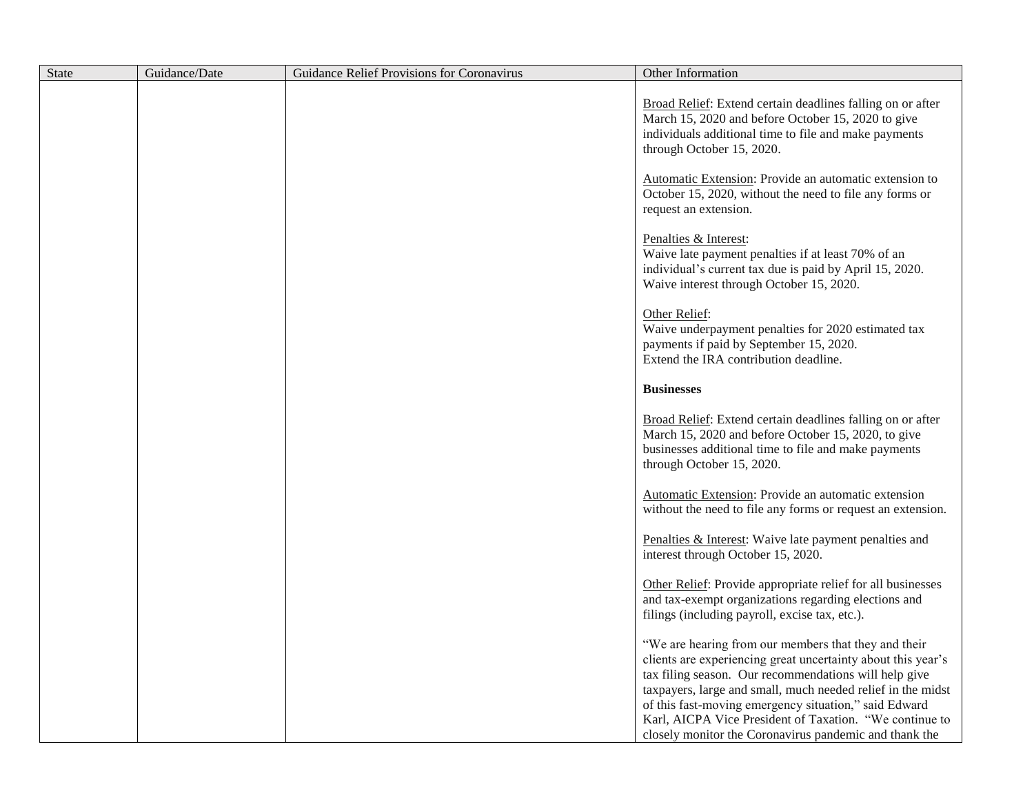| State | Guidance/Date | Guidance Relief Provisions for Coronavirus | Other Information |
|---|---|---|---|
| | | | Broad Relief: Extend certain deadlines falling on or after March 15, 2020 and before October 15, 2020 to give individuals additional time to file and make payments through October 15, 2020.<br><br>Automatic Extension: Provide an automatic extension to October 15, 2020, without the need to file any forms or request an extension.<br><br>Penalties & Interest:<br>Waive late payment penalties if at least 70% of an individual's current tax due is paid by April 15, 2020.<br>Waive interest through October 15, 2020.<br><br>Other Relief:<br>Waive underpayment penalties for 2020 estimated tax payments if paid by September 15, 2020.<br>Extend the IRA contribution deadline.<br><br>**Businesses**<br><br>Broad Relief: Extend certain deadlines falling on or after March 15, 2020 and before October 15, 2020, to give businesses additional time to file and make payments through October 15, 2020.<br><br>Automatic Extension: Provide an automatic extension without the need to file any forms or request an extension.<br><br>Penalties & Interest: Waive late payment penalties and interest through October 15, 2020.<br><br>Other Relief: Provide appropriate relief for all businesses and tax-exempt organizations regarding elections and filings (including payroll, excise tax, etc.).<br><br>"We are hearing from our members that they and their clients are experiencing great uncertainty about this year's tax filing season. Our recommendations will help give taxpayers, large and small, much needed relief in the midst of this fast-moving emergency situation," said Edward Karl, AICPA Vice President of Taxation. "We continue to closely monitor the Coronavirus pandemic and thank the |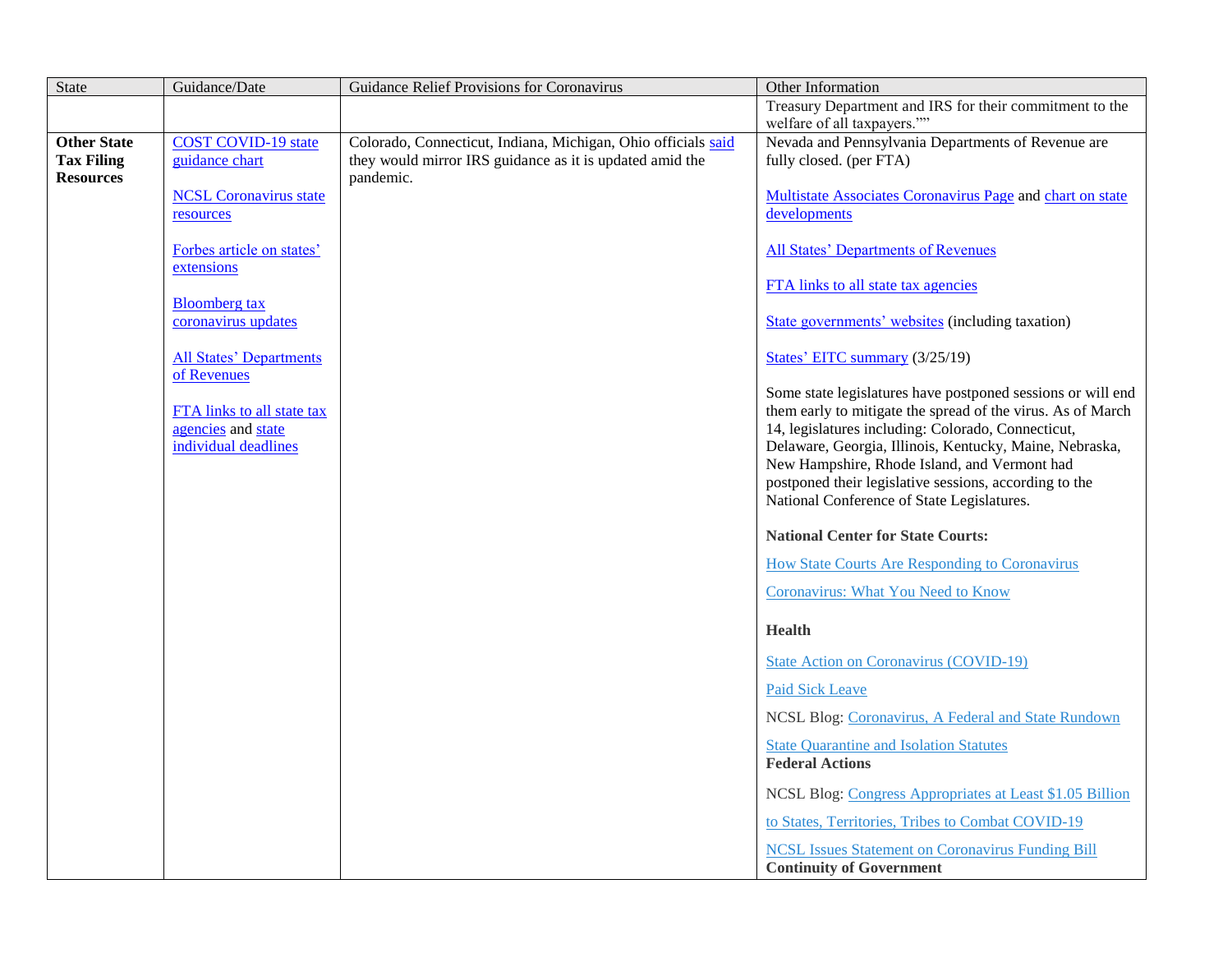| State | Guidance/Date | Guidance Relief Provisions for Coronavirus | Other Information |
|---|---|---|---|
| | | | Treasury Department and IRS for their commitment to the welfare of all taxpayers."" |
| **Other State Tax Filing Resources** | COST COVID-19 state guidance chart<br><br>NCSL Coronavirus state resources<br><br>Forbes article on states' extensions<br><br>Bloomberg tax coronavirus updates<br><br>All States' Departments of Revenues<br><br>FTA links to all state tax agencies and state individual deadlines | Colorado, Connecticut, Indiana, Michigan, Ohio officials said they would mirror IRS guidance as it is updated amid the pandemic. | Nevada and Pennsylvania Departments of Revenue are fully closed. (per FTA)<br><br>Multistate Associates Coronavirus Page and chart on state developments<br><br>All States' Departments of Revenues<br><br>FTA links to all state tax agencies<br><br>State governments' websites (including taxation)<br><br>States' EITC summary (3/25/19)<br><br>Some state legislatures have postponed sessions or will end them early to mitigate the spread of the virus. As of March 14, legislatures including: Colorado, Connecticut, Delaware, Georgia, Illinois, Kentucky, Maine, Nebraska, New Hampshire, Rhode Island, and Vermont had postponed their legislative sessions, according to the National Conference of State Legislatures.<br><br>**National Center for State Courts:**<br><br>How State Courts Are Responding to Coronavirus<br><br>Coronavirus: What You Need to Know<br><br>**Health**<br><br>State Action on Coronavirus (COVID-19)<br><br>Paid Sick Leave<br><br>NCSL Blog: Coronavirus, A Federal and State Rundown<br><br>State Quarantine and Isolation Statutes<br>**Federal Actions**<br><br>NCSL Blog: Congress Appropriates at Least $1.05 Billion to States, Territories, Tribes to Combat COVID-19<br><br>NCSL Issues Statement on Coronavirus Funding Bill<br>**Continuity of Government** |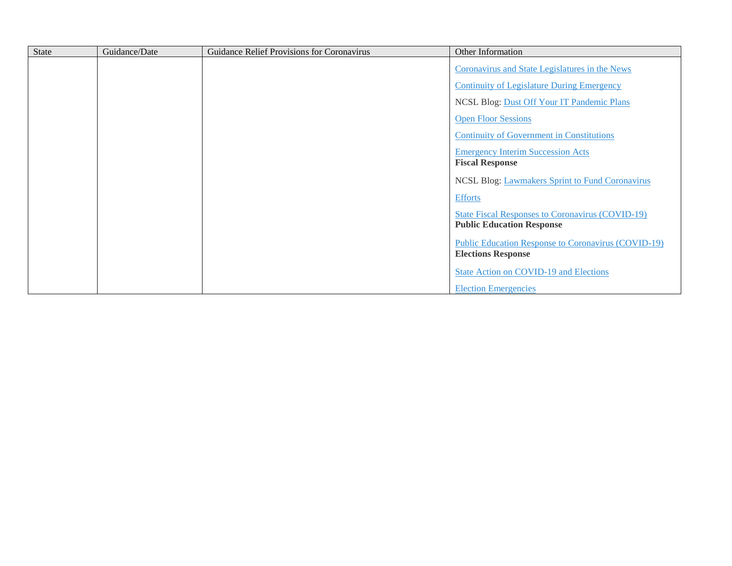| State | Guidance/Date | Guidance Relief Provisions for Coronavirus | Other Information |
|---|---|---|---|
| | | | Coronavirus and State Legislatures in the News<br><br>Continuity of Legislature During Emergency<br><br>NCSL Blog: Dust Off Your IT Pandemic Plans<br><br>Open Floor Sessions<br><br>Continuity of Government in Constitutions<br><br>Emergency Interim Succession Acts<br>**Fiscal Response**<br><br>NCSL Blog: Lawmakers Sprint to Fund Coronavirus Efforts<br><br>State Fiscal Responses to Coronavirus (COVID-19)<br>**Public Education Response**<br><br>Public Education Response to Coronavirus (COVID-19)<br>**Elections Response**<br><br>State Action on COVID-19 and Elections<br><br>Election Emergencies |